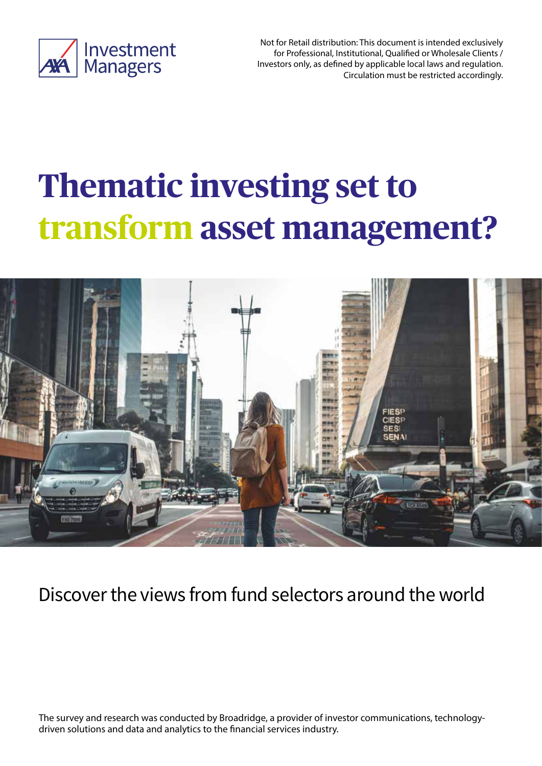Not for Retail distribution: This document is intended exclusively for Professional, Institutional, Qualified or Wholesale Clients / Investors only, as defined by applicable local laws and regulation. Circulation must be restricted accordingly.

# Thematic investing set to transform asset management?

Discover the views from fund selectors around the world

The survey and research was conducted by Broadridge, a provider of investor communications, technology-driven solutions and data and analytics to the financial services industry.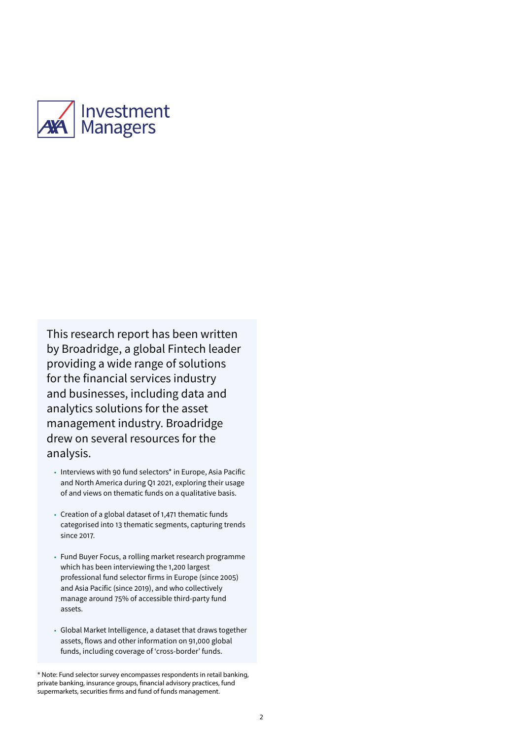AXA Investment Managers

This research report has been written by Broadridge, a global Fintech leader providing a wide range of solutions for the financial services industry and businesses, including data and analytics solutions for the asset management industry. Broadridge drew on several resources for the analysis.

- Interviews with 90 fund selectors* in Europe, Asia Pacific and North America during Q1 2021, exploring their usage of and views on thematic funds on a qualitative basis.
- Creation of a global dataset of 1,471 thematic funds categorised into 13 thematic segments, capturing trends since 2017.
- Fund Buyer Focus, a rolling market research programme which has been interviewing the 1,200 largest professional fund selector firms in Europe (since 2005) and Asia Pacific (since 2019), and who collectively manage around 75% of accessible third-party fund assets.
- Global Market Intelligence, a dataset that draws together assets, flows and other information on 91,000 global funds, including coverage of 'cross-border' funds.

* Note: Fund selector survey encompasses respondents in retail banking, private banking, insurance groups, financial advisory practices, fund supermarkets, securities firms and fund of funds management.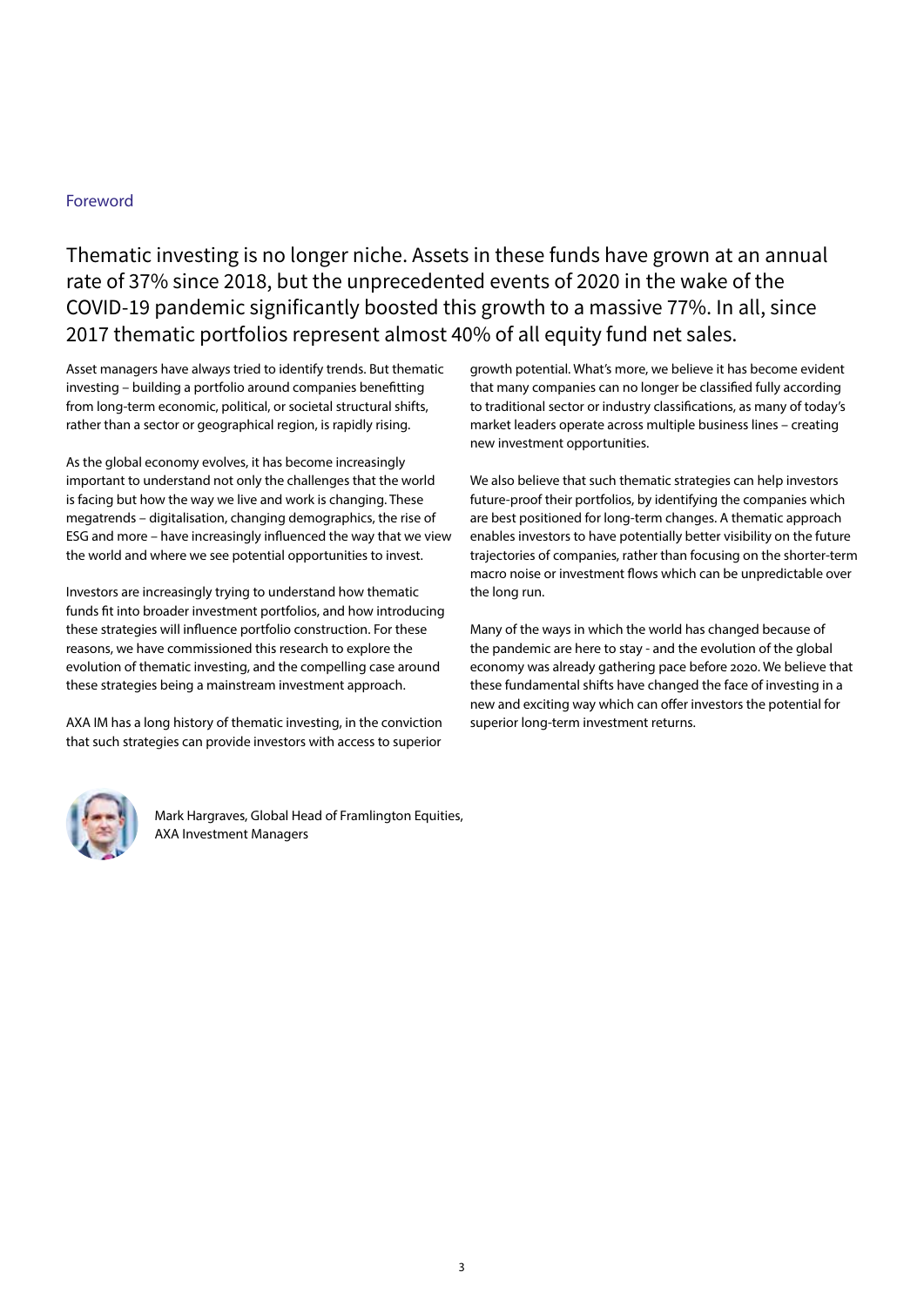## Foreword

### Thematic investing is no longer niche. Assets in these funds have grown at an annual rate of 37% since 2018, but the unprecedented events of 2020 in the wake of the COVID-19 pandemic significantly boosted this growth to a massive 77%. In all, since 2017 thematic portfolios represent almost 40% of all equity fund net sales.

Asset managers have always tried to identify trends. But thematic investing – building a portfolio around companies benefitting from long-term economic, political, or societal structural shifts, rather than a sector or geographical region, is rapidly rising.

As the global economy evolves, it has become increasingly important to understand not only the challenges that the world is facing but how the way we live and work is changing. These megatrends – digitalisation, changing demographics, the rise of ESG and more – have increasingly influenced the way that we view the world and where we see potential opportunities to invest.

Investors are increasingly trying to understand how thematic funds fit into broader investment portfolios, and how introducing these strategies will influence portfolio construction. For these reasons, we have commissioned this research to explore the evolution of thematic investing, and the compelling case around these strategies being a mainstream investment approach.

AXA IM has a long history of thematic investing, in the conviction that such strategies can provide investors with access to superior growth potential. What's more, we believe it has become evident that many companies can no longer be classified fully according to traditional sector or industry classifications, as many of today's market leaders operate across multiple business lines – creating new investment opportunities.

We also believe that such thematic strategies can help investors future-proof their portfolios, by identifying the companies which are best positioned for long-term changes. A thematic approach enables investors to have potentially better visibility on the future trajectories of companies, rather than focusing on the shorter-term macro noise or investment flows which can be unpredictable over the long run.

Many of the ways in which the world has changed because of the pandemic are here to stay - and the evolution of the global economy was already gathering pace before 2020. We believe that these fundamental shifts have changed the face of investing in a new and exciting way which can offer investors the potential for superior long-term investment returns.

Mark Hargraves, Global Head of Framlington Equities, AXA Investment Managers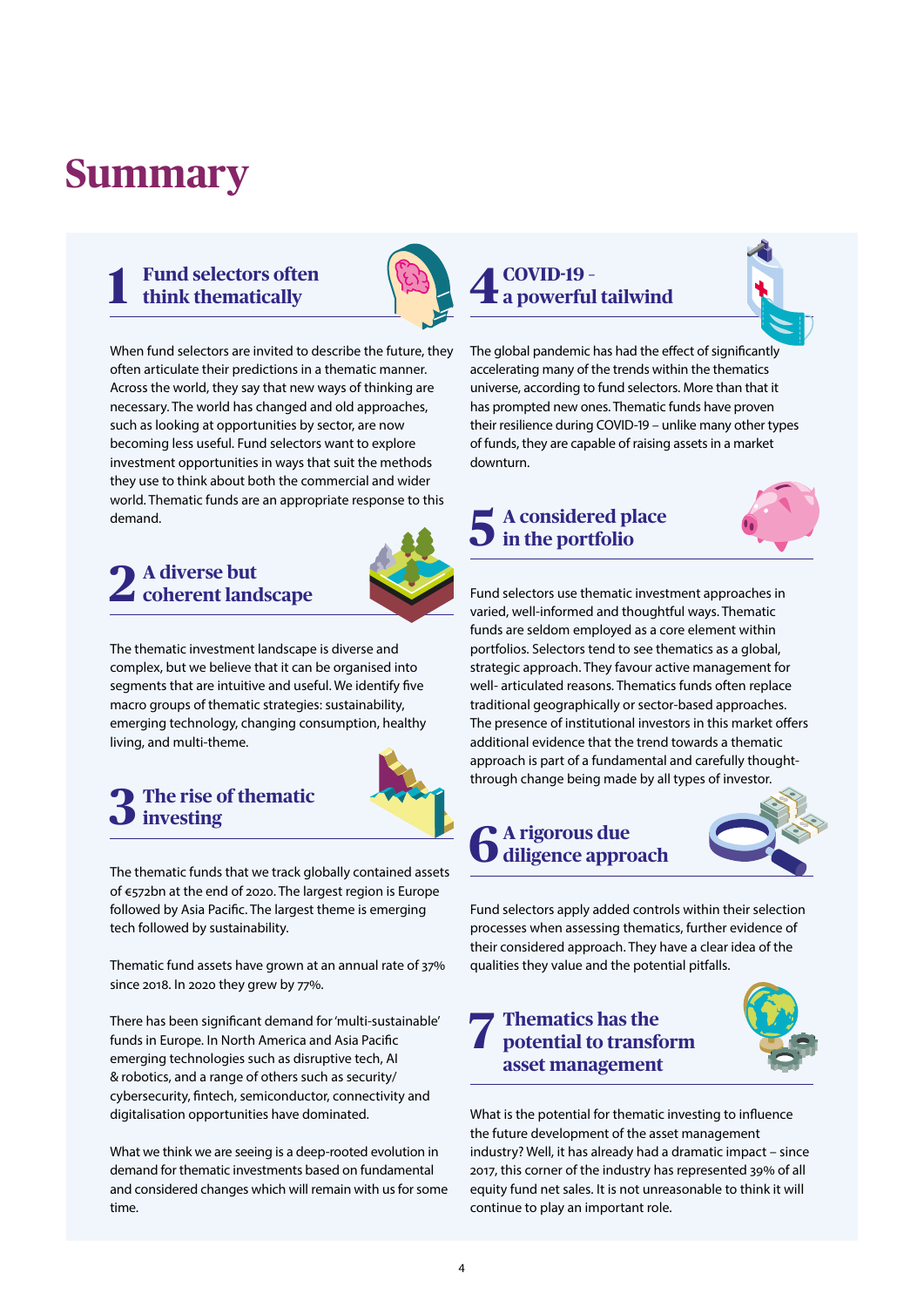# Summary

## 1 Fund selectors often think thematically

When fund selectors are invited to describe the future, they often articulate their predictions in a thematic manner. Across the world, they say that new ways of thinking are necessary. The world has changed and old approaches, such as looking at opportunities by sector, are now becoming less useful. Fund selectors want to explore investment opportunities in ways that suit the methods they use to think about both the commercial and wider world. Thematic funds are an appropriate response to this demand.

## 2 A diverse but coherent landscape

The thematic investment landscape is diverse and complex, but we believe that it can be organised into segments that are intuitive and useful. We identify five macro groups of thematic strategies: sustainability, emerging technology, changing consumption, healthy living, and multi-theme.

## 3 The rise of thematic investing

The thematic funds that we track globally contained assets of €572bn at the end of 2020. The largest region is Europe followed by Asia Pacific. The largest theme is emerging tech followed by sustainability.

Thematic fund assets have grown at an annual rate of 37% since 2018. In 2020 they grew by 77%.

There has been significant demand for 'multi-sustainable' funds in Europe. In North America and Asia Pacific emerging technologies such as disruptive tech, AI & robotics, and a range of others such as security/cybersecurity, fintech, semiconductor, connectivity and digitalisation opportunities have dominated.

What we think we are seeing is a deep-rooted evolution in demand for thematic investments based on fundamental and considered changes which will remain with us for some time.

## 4 COVID-19 – a powerful tailwind

The global pandemic has had the effect of significantly accelerating many of the trends within the thematics universe, according to fund selectors. More than that it has prompted new ones. Thematic funds have proven their resilience during COVID-19 – unlike many other types of funds, they are capable of raising assets in a market downturn.

## 5 A considered place in the portfolio

Fund selectors use thematic investment approaches in varied, well-informed and thoughtful ways. Thematic funds are seldom employed as a core element within portfolios. Selectors tend to see thematics as a global, strategic approach. They favour active management for well- articulated reasons. Thematics funds often replace traditional geographically or sector-based approaches. The presence of institutional investors in this market offers additional evidence that the trend towards a thematic approach is part of a fundamental and carefully thought-through change being made by all types of investor.

## 6 A rigorous due diligence approach

Fund selectors apply added controls within their selection processes when assessing thematics, further evidence of their considered approach. They have a clear idea of the qualities they value and the potential pitfalls.

## 7 Thematics has the potential to transform asset management

What is the potential for thematic investing to influence the future development of the asset management industry? Well, it has already had a dramatic impact – since 2017, this corner of the industry has represented 39% of all equity fund net sales. It is not unreasonable to think it will continue to play an important role.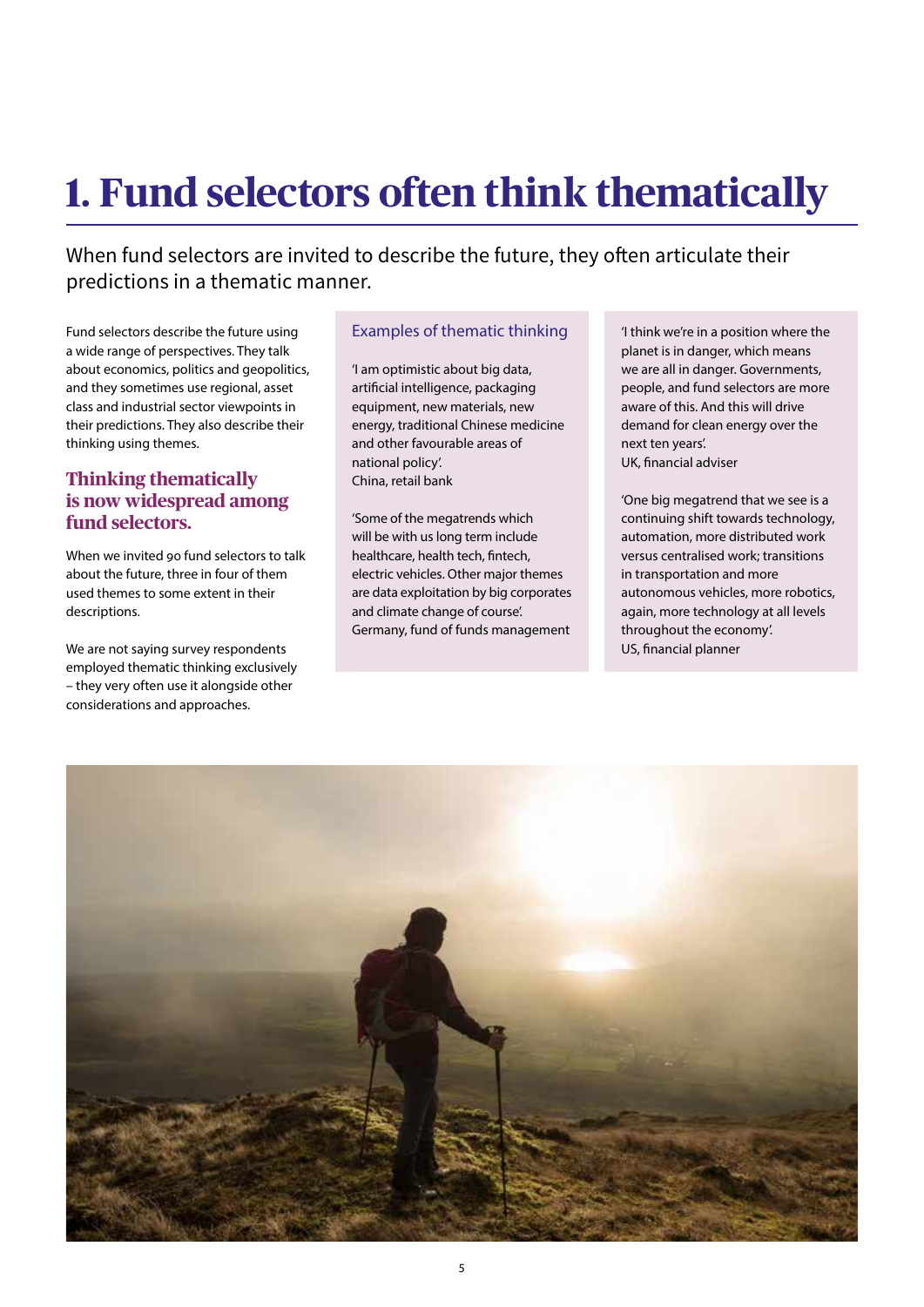# 1. Fund selectors often think thematically

When fund selectors are invited to describe the future, they often articulate their predictions in a thematic manner.

Fund selectors describe the future using a wide range of perspectives. They talk about economics, politics and geopolitics, and they sometimes use regional, asset class and industrial sector viewpoints in their predictions. They also describe their thinking using themes.

## Thinking thematically is now widespread among fund selectors.

When we invited 90 fund selectors to talk about the future, three in four of them used themes to some extent in their descriptions.

We are not saying survey respondents employed thematic thinking exclusively – they very often use it alongside other considerations and approaches.

### Examples of thematic thinking

'I am optimistic about big data, artificial intelligence, packaging equipment, new materials, new energy, traditional Chinese medicine and other favourable areas of national policy'.
China, retail bank

'Some of the megatrends which will be with us long term include healthcare, health tech, fintech, electric vehicles. Other major themes are data exploitation by big corporates and climate change of course'.
Germany, fund of funds management

'I think we're in a position where the planet is in danger, which means we are all in danger. Governments, people, and fund selectors are more aware of this. And this will drive demand for clean energy over the next ten years'.
UK, financial adviser

'One big megatrend that we see is a continuing shift towards technology, automation, more distributed work versus centralised work; transitions in transportation and more autonomous vehicles, more robotics, again, more technology at all levels throughout the economy'.
US, financial planner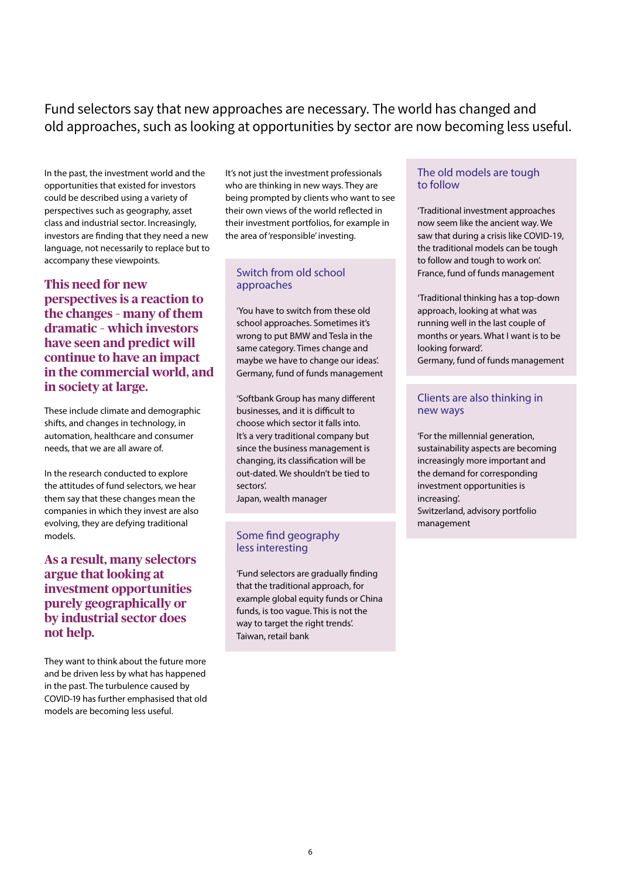Fund selectors say that new approaches are necessary. The world has changed and old approaches, such as looking at opportunities by sector are now becoming less useful.

In the past, the investment world and the opportunities that existed for investors could be described using a variety of perspectives such as geography, asset class and industrial sector. Increasingly, investors are finding that they need a new language, not necessarily to replace but to accompany these viewpoints.

**This need for new perspectives is a reaction to the changes - many of them dramatic - which investors have seen and predict will continue to have an impact in the commercial world, and in society at large.**

These include climate and demographic shifts, and changes in technology, in automation, healthcare and consumer needs, that we are all aware of.

In the research conducted to explore the attitudes of fund selectors, we hear them say that these changes mean the companies in which they invest are also evolving, they are defying traditional models.

**As a result, many selectors argue that looking at investment opportunities purely geographically or by industrial sector does not help.**

They want to think about the future more and be driven less by what has happened in the past. The turbulence caused by COVID-19 has further emphasised that old models are becoming less useful.

It's not just the investment professionals who are thinking in new ways. They are being prompted by clients who want to see their own views of the world reflected in their investment portfolios, for example in the area of 'responsible' investing.

### Switch from old school approaches

'You have to switch from these old school approaches. Sometimes it's wrong to put BMW and Tesla in the same category. Times change and maybe we have to change our ideas'.
Germany, fund of funds management

'Softbank Group has many different businesses, and it is difficult to choose which sector it falls into. It's a very traditional company but since the business management is changing, its classification will be out-dated. We shouldn't be tied to sectors'.
Japan, wealth manager

### Some find geography less interesting

'Fund selectors are gradually finding that the traditional approach, for example global equity funds or China funds, is too vague. This is not the way to target the right trends'.
Taiwan, retail bank

### The old models are tough to follow

'Traditional investment approaches now seem like the ancient way. We saw that during a crisis like COVID-19, the traditional models can be tough to follow and tough to work on'.
France, fund of funds management

'Traditional thinking has a top-down approach, looking at what was running well in the last couple of months or years. What I want is to be looking forward'.
Germany, fund of funds management

### Clients are also thinking in new ways

'For the millennial generation, sustainability aspects are becoming increasingly more important and the demand for corresponding investment opportunities is increasing'.
Switzerland, advisory portfolio management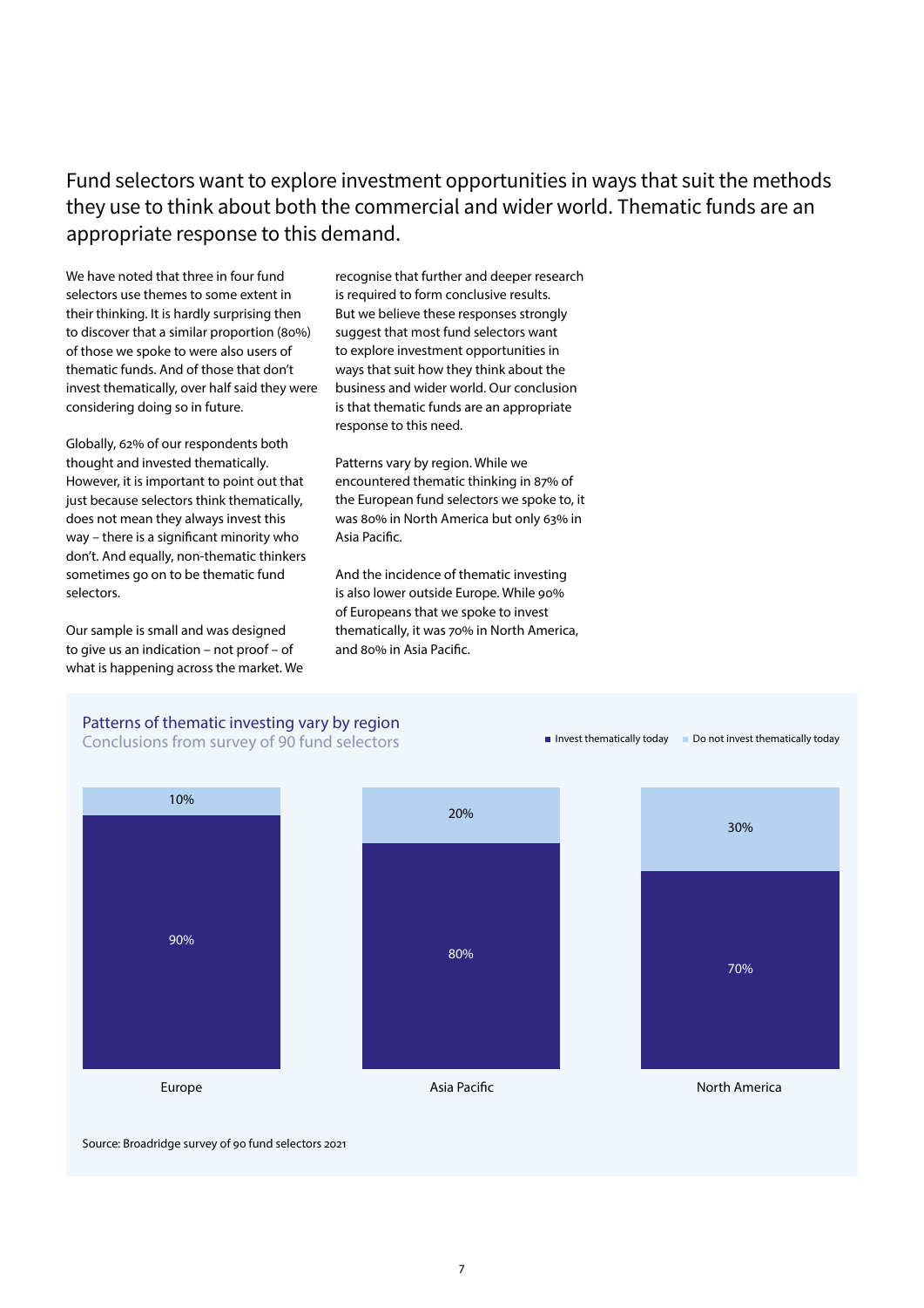## Fund selectors want to explore investment opportunities in ways that suit the methods they use to think about both the commercial and wider world. Thematic funds are an appropriate response to this demand.

We have noted that three in four fund selectors use themes to some extent in their thinking. It is hardly surprising then to discover that a similar proportion (80%) of those we spoke to were also users of thematic funds. And of those that don't invest thematically, over half said they were considering doing so in future.

Globally, 62% of our respondents both thought and invested thematically. However, it is important to point out that just because selectors think thematically, does not mean they always invest this way – there is a significant minority who don't. And equally, non-thematic thinkers sometimes go on to be thematic fund selectors.

Our sample is small and was designed to give us an indication – not proof – of what is happening across the market. We recognise that further and deeper research is required to form conclusive results. But we believe these responses strongly suggest that most fund selectors want to explore investment opportunities in ways that suit how they think about the business and wider world. Our conclusion is that thematic funds are an appropriate response to this need.

Patterns vary by region. While we encountered thematic thinking in 87% of the European fund selectors we spoke to, it was 80% in North America but only 63% in Asia Pacific.

And the incidence of thematic investing is also lower outside Europe. While 90% of Europeans that we spoke to invest thematically, it was 70% in North America, and 80% in Asia Pacific.

### Patterns of thematic investing vary by region

Conclusions from survey of 90 fund selectors

| Region | Invest thematically today | Do not invest thematically today |
|---|---|---|
| Europe | 90% | 10% |
| Asia Pacific | 80% | 20% |
| North America | 70% | 30% |

Source: Broadridge survey of 90 fund selectors 2021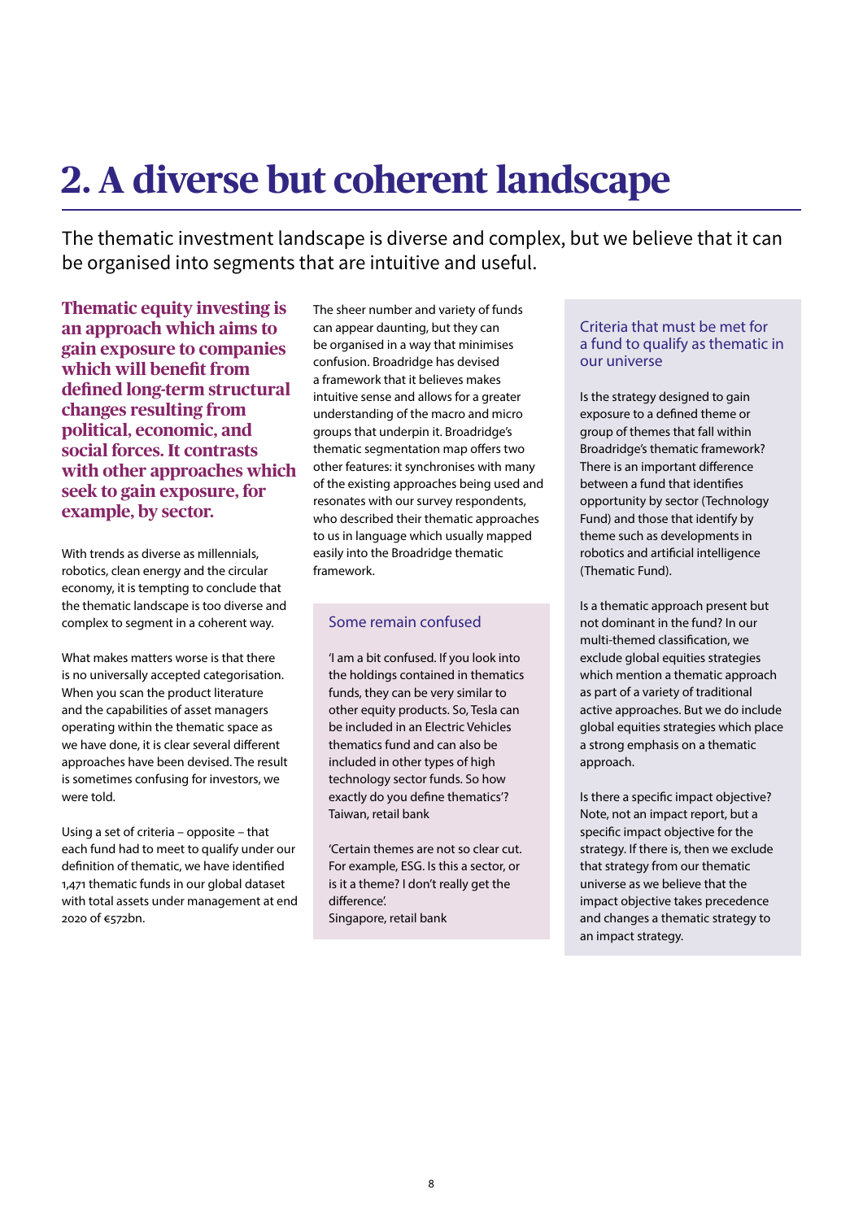# 2. A diverse but coherent landscape

The thematic investment landscape is diverse and complex, but we believe that it can be organised into segments that are intuitive and useful.

**Thematic equity investing is an approach which aims to gain exposure to companies which will benefit from defined long-term structural changes resulting from political, economic, and social forces. It contrasts with other approaches which seek to gain exposure, for example, by sector.**

With trends as diverse as millennials, robotics, clean energy and the circular economy, it is tempting to conclude that the thematic landscape is too diverse and complex to segment in a coherent way.

What makes matters worse is that there is no universally accepted categorisation. When you scan the product literature and the capabilities of asset managers operating within the thematic space as we have done, it is clear several different approaches have been devised. The result is sometimes confusing for investors, we were told.

Using a set of criteria – opposite – that each fund had to meet to qualify under our definition of thematic, we have identified 1,471 thematic funds in our global dataset with total assets under management at end 2020 of €572bn.

The sheer number and variety of funds can appear daunting, but they can be organised in a way that minimises confusion. Broadridge has devised a framework that it believes makes intuitive sense and allows for a greater understanding of the macro and micro groups that underpin it. Broadridge's thematic segmentation map offers two other features: it synchronises with many of the existing approaches being used and resonates with our survey respondents, who described their thematic approaches to us in language which usually mapped easily into the Broadridge thematic framework.

### Some remain confused

'I am a bit confused. If you look into the holdings contained in thematics funds, they can be very similar to other equity products. So, Tesla can be included in an Electric Vehicles thematics fund and can also be included in other types of high technology sector funds. So how exactly do you define thematics'?
Taiwan, retail bank

'Certain themes are not so clear cut. For example, ESG. Is this a sector, or is it a theme? I don't really get the difference'.
Singapore, retail bank

### Criteria that must be met for a fund to qualify as thematic in our universe

Is the strategy designed to gain exposure to a defined theme or group of themes that fall within Broadridge's thematic framework? There is an important difference between a fund that identifies opportunity by sector (Technology Fund) and those that identify by theme such as developments in robotics and artificial intelligence (Thematic Fund).

Is a thematic approach present but not dominant in the fund? In our multi-themed classification, we exclude global equities strategies which mention a thematic approach as part of a variety of traditional active approaches. But we do include global equities strategies which place a strong emphasis on a thematic approach.

Is there a specific impact objective? Note, not an impact report, but a specific impact objective for the strategy. If there is, then we exclude that strategy from our thematic universe as we believe that the impact objective takes precedence and changes a thematic strategy to an impact strategy.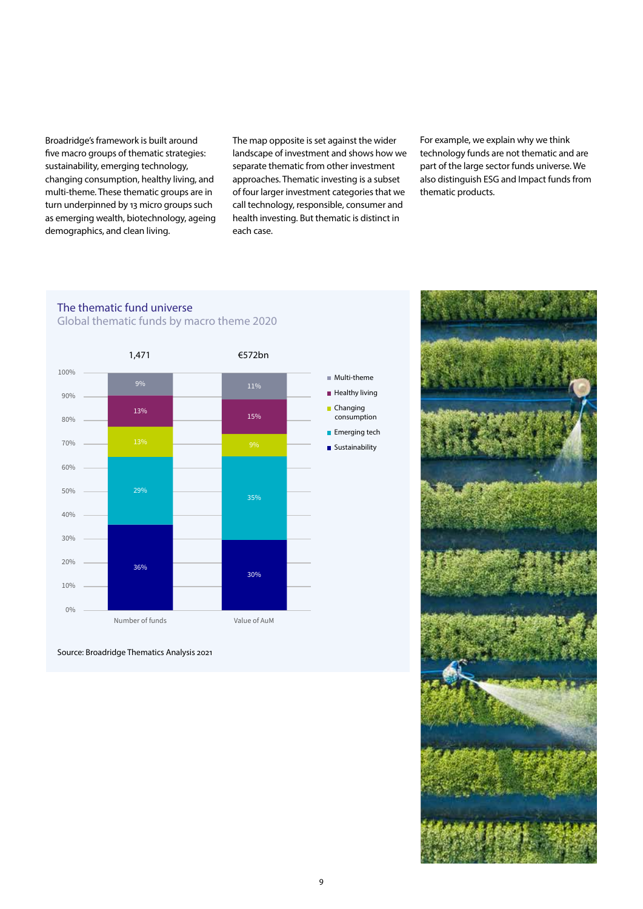Broadridge's framework is built around five macro groups of thematic strategies: sustainability, emerging technology, changing consumption, healthy living, and multi-theme. These thematic groups are in turn underpinned by 13 micro groups such as emerging wealth, biotechnology, ageing demographics, and clean living.

The map opposite is set against the wider landscape of investment and shows how we separate thematic from other investment approaches. Thematic investing is a subset of four larger investment categories that we call technology, responsible, consumer and health investing. But thematic is distinct in each case.

For example, we explain why we think technology funds are not thematic and are part of the large sector funds universe. We also distinguish ESG and Impact funds from thematic products.

## The thematic fund universe

Global thematic funds by macro theme 2020

| Macro theme | Number of funds (1,471) | Value of AuM (€572bn) |
|---|---|---|
| Multi-theme | 9% | 11% |
| Healthy living | 13% | 15% |
| Changing consumption | 13% | 9% |
| Emerging tech | 29% | 35% |
| Sustainability | 36% | 30% |

Source: Broadridge Thematics Analysis 2021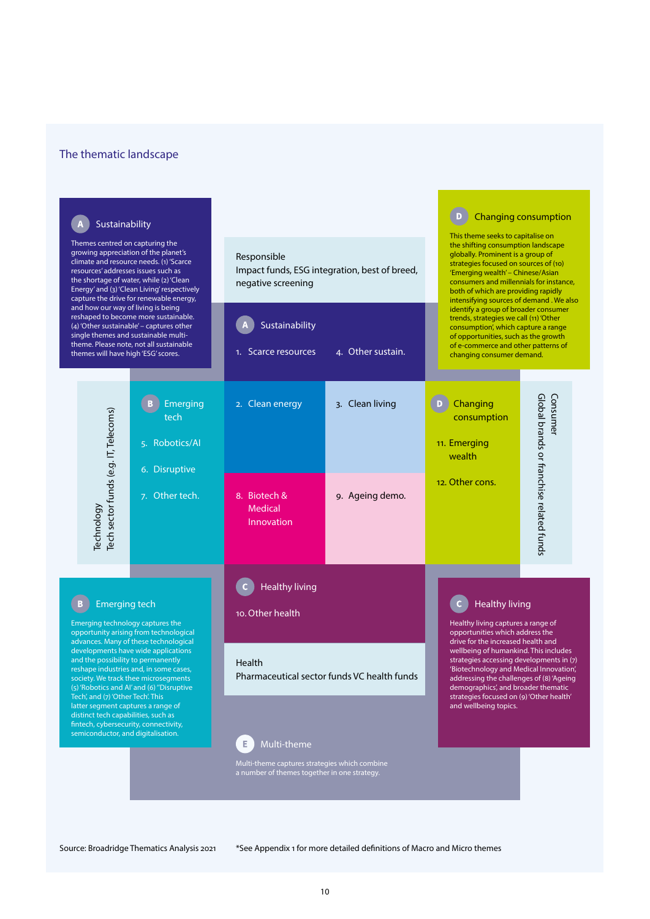## The thematic landscape

### A Sustainability

Themes centred on capturing the growing appreciation of the planet's climate and resource needs. (1) 'Scarce resources' addresses issues such as the shortage of water, while (2) 'Clean Energy' and (3) 'Clean Living' respectively capture the drive for renewable energy, and how our way of living is being reshaped to become more sustainable. (4) 'Other sustainable' – captures other single themes and sustainable multi-theme. Please note, not all sustainable themes will have high 'ESG' scores.

### D Changing consumption

This theme seeks to capitalise on the shifting consumption landscape globally. Prominent is a group of strategies focused on sources of (10) 'Emerging wealth' – Chinese/Asian consumers and millennials for instance, both of which are providing rapidly intensifying sources of demand . We also identify a group of broader consumer trends, strategies we call (11) 'Other consumption', which capture a range of opportunities, such as the growth of e-commerce and other patterns of changing consumer demand.

**Responsible**
Impact funds, ESG integration, best of breed, negative screening

**A Sustainability**
1. Scarce resources
4. Other sustain.

**Technology**
Tech sector funds (e.g. IT, Telecoms)

**B Emerging tech**
5. Robotics/AI
6. Disruptive
7. Other tech.

2. Clean energy
3. Clean living
8. Biotech & Medical Innovation
9. Ageing demo.

**D Changing consumption**
11. Emerging wealth
12. Other cons.

**Consumer**
Global brands or franchise related funds

**C Healthy living**
10. Other health

**Health**
Pharmaceutical sector funds VC health funds

### B Emerging tech

Emerging technology captures the opportunity arising from technological advances. Many of these technological developments have wide applications and the possibility to permanently reshape industries and, in some cases, society. We track thee microsegments (5) 'Robotics and AI' and (6) ''Disruptive Tech', and (7) 'Other Tech'. This latter segment captures a range of distinct tech capabilities, such as fintech, cybersecurity, connectivity, semiconductor, and digitalisation.

### C Healthy living

Healthy living captures a range of opportunities which address the drive for the increased health and wellbeing of humankind. This includes strategies accessing developments in (7) 'Biotechnology and Medical Innovation', addressing the challenges of (8) 'Ageing demographics', and broader thematic strategies focused on (9) 'Other health' and wellbeing topics.

### E Multi-theme

Multi-theme captures strategies which combine a number of themes together in one strategy.

Source: Broadridge Thematics Analysis 2021

*See Appendix 1 for more detailed definitions of Macro and Micro themes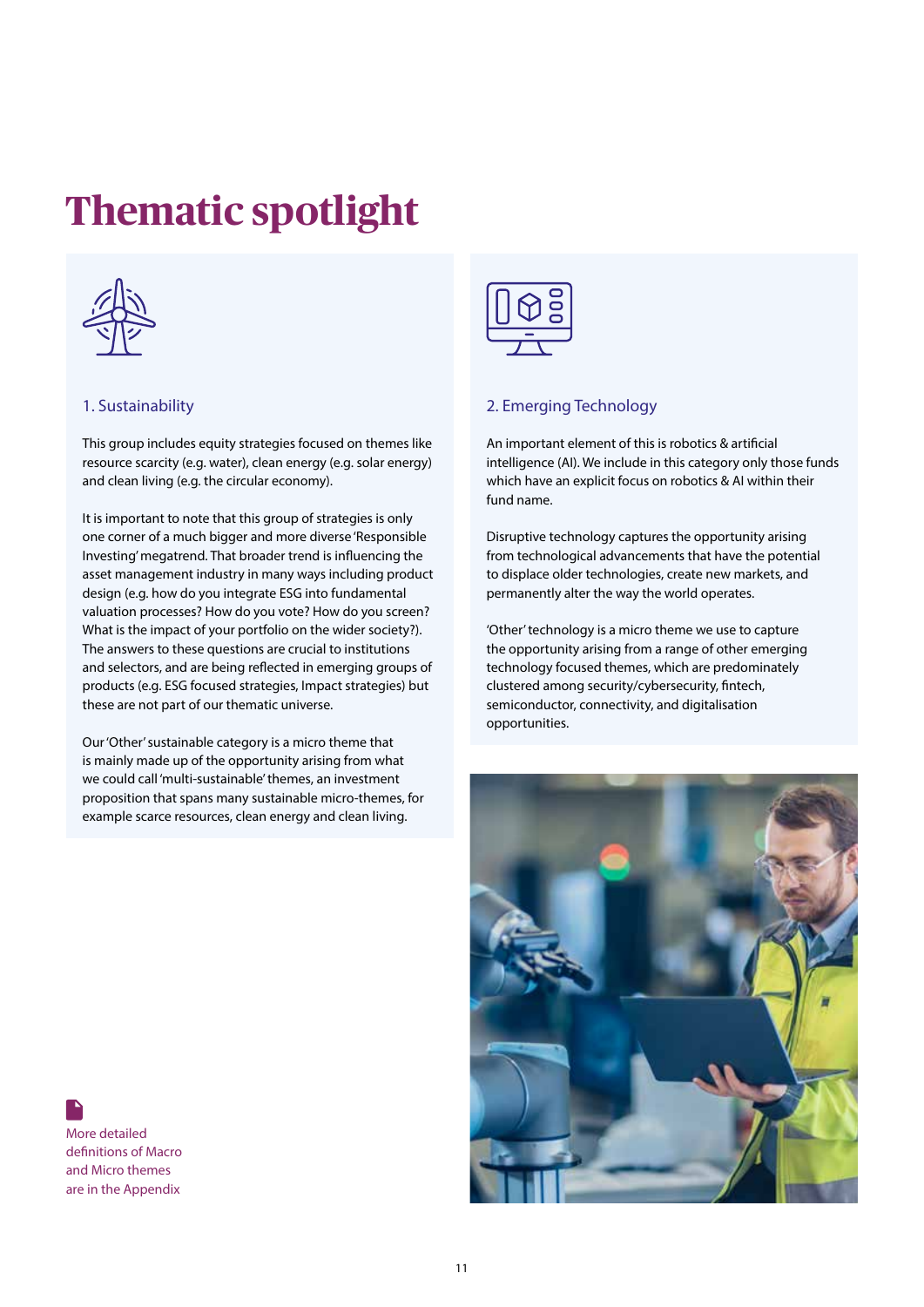# Thematic spotlight

## 1. Sustainability

This group includes equity strategies focused on themes like resource scarcity (e.g. water), clean energy (e.g. solar energy) and clean living (e.g. the circular economy).

It is important to note that this group of strategies is only one corner of a much bigger and more diverse 'Responsible Investing' megatrend. That broader trend is influencing the asset management industry in many ways including product design (e.g. how do you integrate ESG into fundamental valuation processes? How do you vote? How do you screen? What is the impact of your portfolio on the wider society?). The answers to these questions are crucial to institutions and selectors, and are being reflected in emerging groups of products (e.g. ESG focused strategies, Impact strategies) but these are not part of our thematic universe.

Our 'Other' sustainable category is a micro theme that is mainly made up of the opportunity arising from what we could call 'multi-sustainable' themes, an investment proposition that spans many sustainable micro-themes, for example scarce resources, clean energy and clean living.

## 2. Emerging Technology

An important element of this is robotics & artificial intelligence (AI). We include in this category only those funds which have an explicit focus on robotics & AI within their fund name.

Disruptive technology captures the opportunity arising from technological advancements that have the potential to displace older technologies, create new markets, and permanently alter the way the world operates.

'Other' technology is a micro theme we use to capture the opportunity arising from a range of other emerging technology focused themes, which are predominately clustered among security/cybersecurity, fintech, semiconductor, connectivity, and digitalisation opportunities.

More detailed definitions of Macro and Micro themes are in the Appendix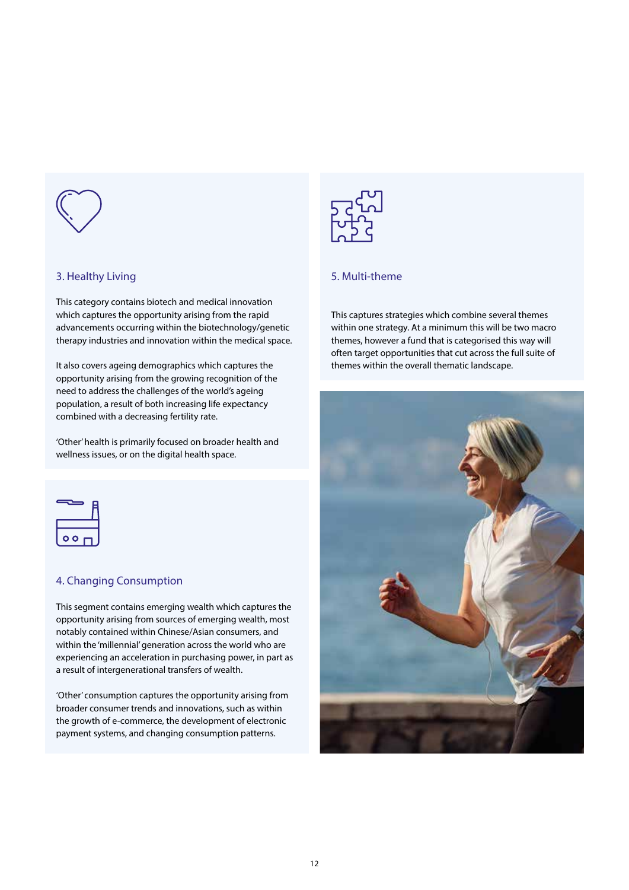### 3. Healthy Living

This category contains biotech and medical innovation which captures the opportunity arising from the rapid advancements occurring within the biotechnology/genetic therapy industries and innovation within the medical space.

It also covers ageing demographics which captures the opportunity arising from the growing recognition of the need to address the challenges of the world's ageing population, a result of both increasing life expectancy combined with a decreasing fertility rate.

'Other' health is primarily focused on broader health and wellness issues, or on the digital health space.

### 4. Changing Consumption

This segment contains emerging wealth which captures the opportunity arising from sources of emerging wealth, most notably contained within Chinese/Asian consumers, and within the 'millennial' generation across the world who are experiencing an acceleration in purchasing power, in part as a result of intergenerational transfers of wealth.

'Other' consumption captures the opportunity arising from broader consumer trends and innovations, such as within the growth of e-commerce, the development of electronic payment systems, and changing consumption patterns.

### 5. Multi-theme

This captures strategies which combine several themes within one strategy. At a minimum this will be two macro themes, however a fund that is categorised this way will often target opportunities that cut across the full suite of themes within the overall thematic landscape.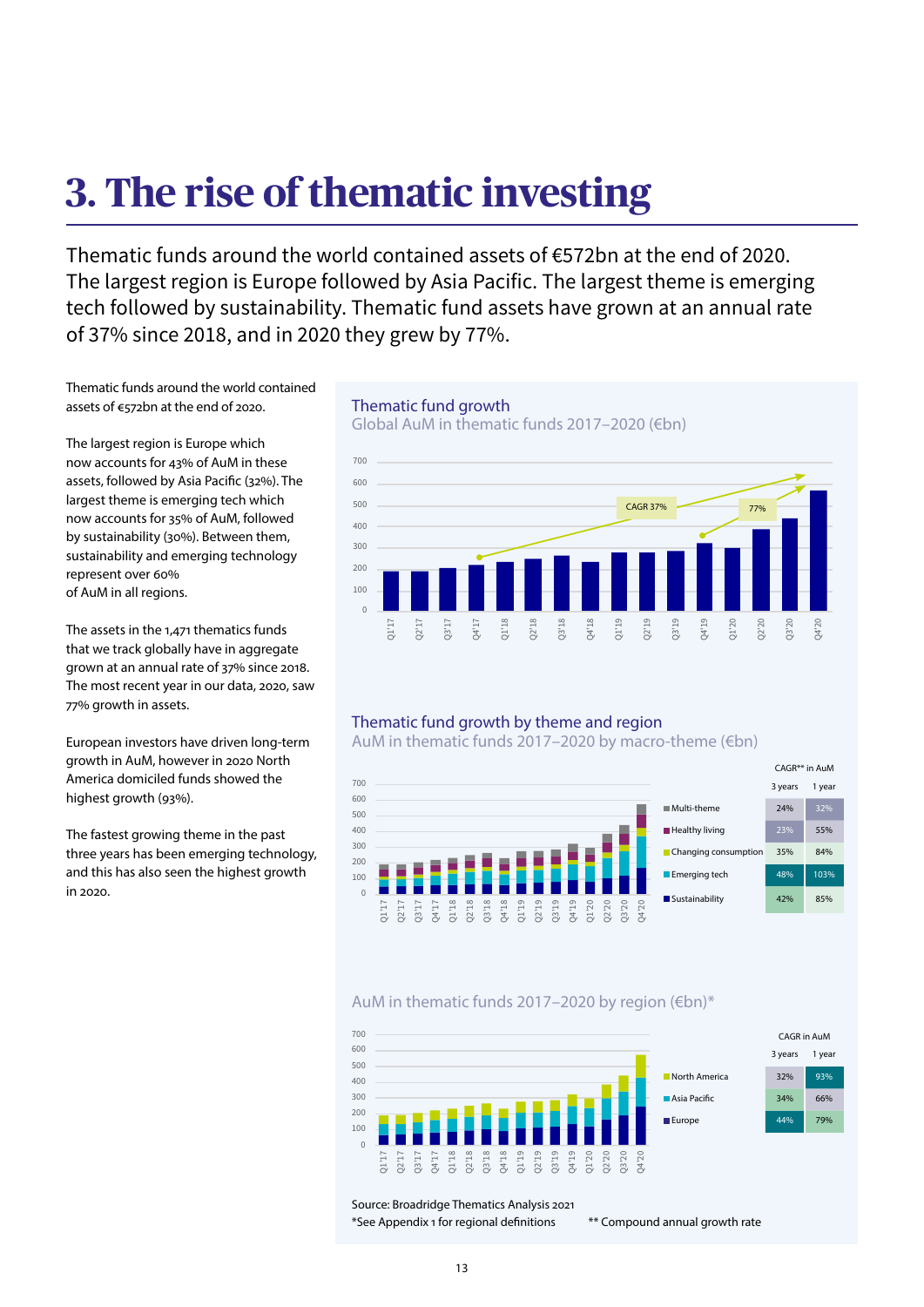# 3. The rise of thematic investing

Thematic funds around the world contained assets of €572bn at the end of 2020. The largest region is Europe followed by Asia Pacific. The largest theme is emerging tech followed by sustainability. Thematic fund assets have grown at an annual rate of 37% since 2018, and in 2020 they grew by 77%.

Thematic funds around the world contained assets of €572bn at the end of 2020.

The largest region is Europe which now accounts for 43% of AuM in these assets, followed by Asia Pacific (32%). The largest theme is emerging tech which now accounts for 35% of AuM, followed by sustainability (30%). Between them, sustainability and emerging technology represent over 60% of AuM in all regions.

The assets in the 1,471 thematics funds that we track globally have in aggregate grown at an annual rate of 37% since 2018. The most recent year in our data, 2020, saw 77% growth in assets.

European investors have driven long-term growth in AuM, however in 2020 North America domiciled funds showed the highest growth (93%).

The fastest growing theme in the past three years has been emerging technology, and this has also seen the highest growth in 2020.

## Thematic fund growth

Global AuM in thematic funds 2017–2020 (€bn)

CAGR 37% | 77%

## Thematic fund growth by theme and region

AuM in thematic funds 2017–2020 by macro-theme (€bn)

| Theme | CAGR** in AuM 3 years | CAGR** in AuM 1 year |
|---|---|---|
| Multi-theme | 24% | 32% |
| Healthy living | 23% | 55% |
| Changing consumption | 35% | 84% |
| Emerging tech | 48% | 103% |
| Sustainability | 42% | 85% |

AuM in thematic funds 2017–2020 by region (€bn)*

| Region | CAGR in AuM 3 years | CAGR in AuM 1 year |
|---|---|---|
| North America | 32% | 93% |
| Asia Pacific | 34% | 66% |
| Europe | 44% | 79% |

Source: Broadridge Thematics Analysis 2021

*See Appendix 1 for regional definitions

** Compound annual growth rate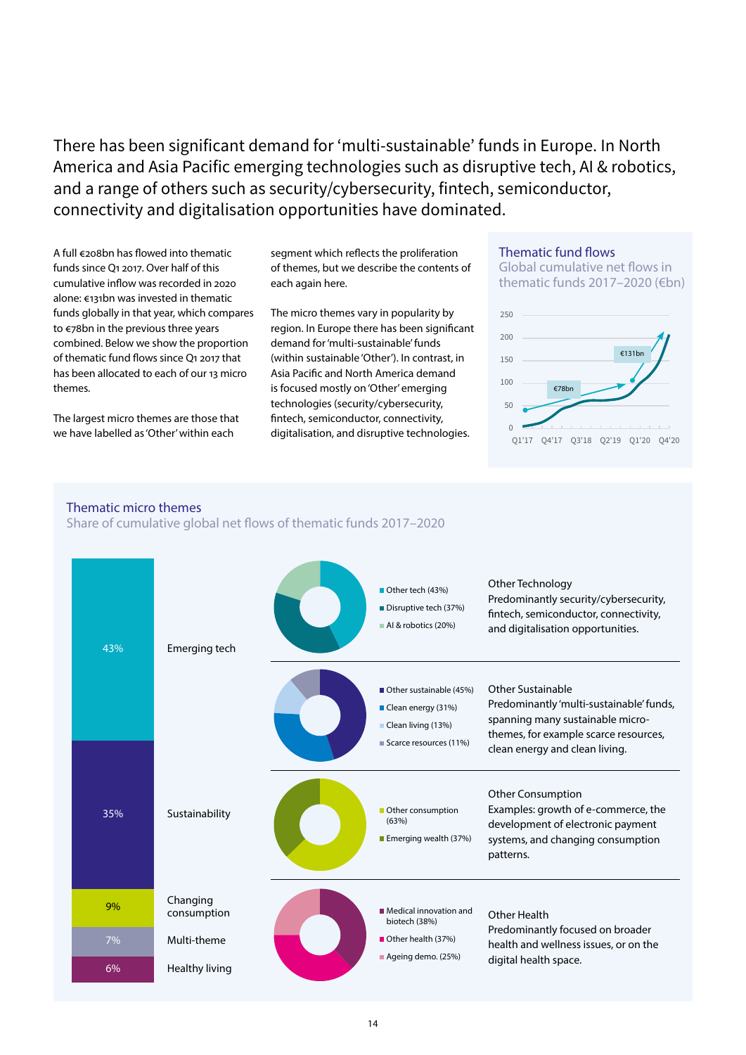There has been significant demand for 'multi-sustainable' funds in Europe. In North America and Asia Pacific emerging technologies such as disruptive tech, AI & robotics, and a range of others such as security/cybersecurity, fintech, semiconductor, connectivity and digitalisation opportunities have dominated.

A full €208bn has flowed into thematic funds since Q1 2017. Over half of this cumulative inflow was recorded in 2020 alone: €131bn was invested in thematic funds globally in that year, which compares to €78bn in the previous three years combined. Below we show the proportion of thematic fund flows since Q1 2017 that has been allocated to each of our 13 micro themes.

The largest micro themes are those that we have labelled as 'Other' within each segment which reflects the proliferation of themes, but we describe the contents of each again here.

The micro themes vary in popularity by region. In Europe there has been significant demand for 'multi-sustainable' funds (within sustainable 'Other'). In contrast, in Asia Pacific and North America demand is focused mostly on 'Other' emerging technologies (security/cybersecurity, fintech, semiconductor, connectivity, digitalisation, and disruptive technologies.

### Thematic fund flows

Global cumulative net flows in thematic funds 2017–2020 (€bn)

(Chart: cumulative flows from Q1'17 to Q4'20, y-axis 0–250; annotations €78bn and €131bn)

### Thematic micro themes

Share of cumulative global net flows of thematic funds 2017–2020

| Theme | Share |
|---|---|
| Emerging tech | 43% |
| Sustainability | 35% |
| Changing consumption | 9% |
| Multi-theme | 7% |
| Healthy living | 6% |

**Emerging tech:** Other tech (43%), Disruptive tech (37%), AI & robotics (20%)

Other Technology
Predominantly security/cybersecurity, fintech, semiconductor, connectivity, and digitalisation opportunities.

**Sustainability:** Other sustainable (45%), Clean energy (31%), Clean living (13%), Scarce resources (11%)

Other Sustainable
Predominantly 'multi-sustainable' funds, spanning many sustainable micro-themes, for example scarce resources, clean energy and clean living.

**Changing consumption:** Other consumption (63%), Emerging wealth (37%)

Other Consumption
Examples: growth of e-commerce, the development of electronic payment systems, and changing consumption patterns.

**Healthy living:** Medical innovation and biotech (38%), Other health (37%), Ageing demo. (25%)

Other Health
Predominantly focused on broader health and wellness issues, or on the digital health space.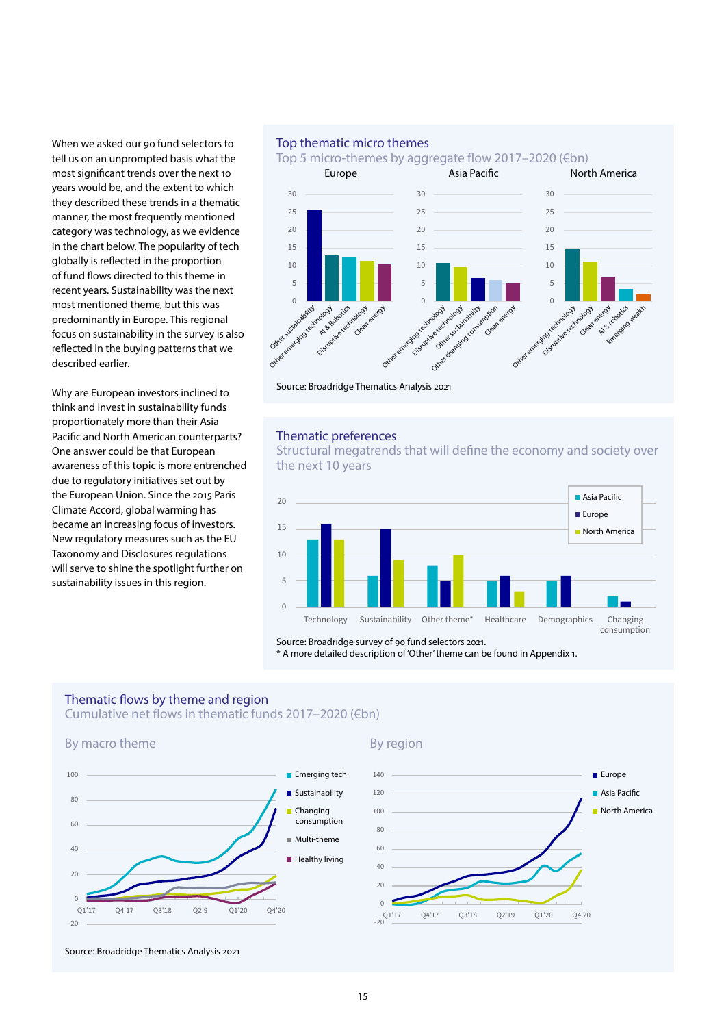When we asked our 90 fund selectors to tell us on an unprompted basis what the most significant trends over the next 10 years would be, and the extent to which they described these trends in a thematic manner, the most frequently mentioned category was technology, as we evidence in the chart below. The popularity of tech globally is reflected in the proportion of fund flows directed to this theme in recent years. Sustainability was the next most mentioned theme, but this was predominantly in Europe. This regional focus on sustainability in the survey is also reflected in the buying patterns that we described earlier.

Why are European investors inclined to think and invest in sustainability funds proportionately more than their Asia Pacific and North American counterparts? One answer could be that European awareness of this topic is more entrenched due to regulatory initiatives set out by the European Union. Since the 2015 Paris Climate Accord, global warming has became an increasing focus of investors. New regulatory measures such as the EU Taxonomy and Disclosures regulations will serve to shine the spotlight further on sustainability issues in this region.

## Top thematic micro themes

Top 5 micro-themes by aggregate flow 2017–2020 (€bn)

**Europe:** Other sustainability, Other emerging technology, AI & Robotics, Disruptive technology, Clean energy

**Asia Pacific:** Other emerging technology, Disruptive technology, Other sustainability, Other changing consumption, Clean energy

**North America:** Other emerging technology, Disruptive technology, Clean energy, AI & robotics, Emerging wealth

Source: Broadridge Thematics Analysis 2021

## Thematic preferences

Structural megatrends that will define the economy and society over the next 10 years

| Theme | Asia Pacific | Europe | North America |
|---|---|---|---|
| Technology | 13 | 16 | 13 |
| Sustainability | 6 | 15 | 9 |
| Other theme* | 8 | 5 | 10 |
| Healthcare | 5 | 6 | 3 |
| Demographics | 5 | 6 | |
| Changing consumption | 2 | 1 | |

Source: Broadridge survey of 90 fund selectors 2021.
\* A more detailed description of 'Other' theme can be found in Appendix 1.

## Thematic flows by theme and region

Cumulative net flows in thematic funds 2017–2020 (€bn)

### By macro theme

Emerging tech, Sustainability, Changing consumption, Multi-theme, Healthy living

### By region

Europe, Asia Pacific, North America

Source: Broadridge Thematics Analysis 2021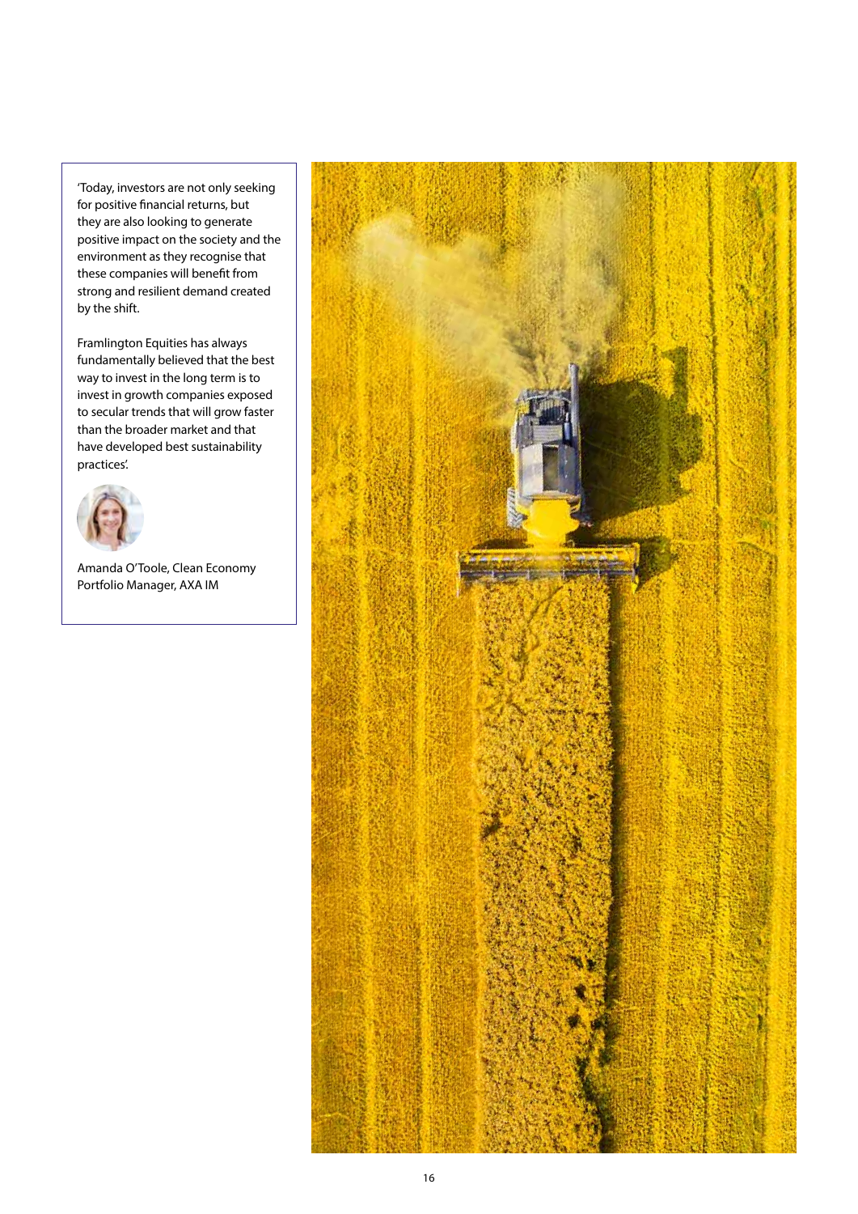'Today, investors are not only seeking for positive financial returns, but they are also looking to generate positive impact on the society and the environment as they recognise that these companies will benefit from strong and resilient demand created by the shift.

Framlington Equities has always fundamentally believed that the best way to invest in the long term is to invest in growth companies exposed to secular trends that will grow faster than the broader market and that have developed best sustainability practices'.

Amanda O'Toole, Clean Economy Portfolio Manager, AXA IM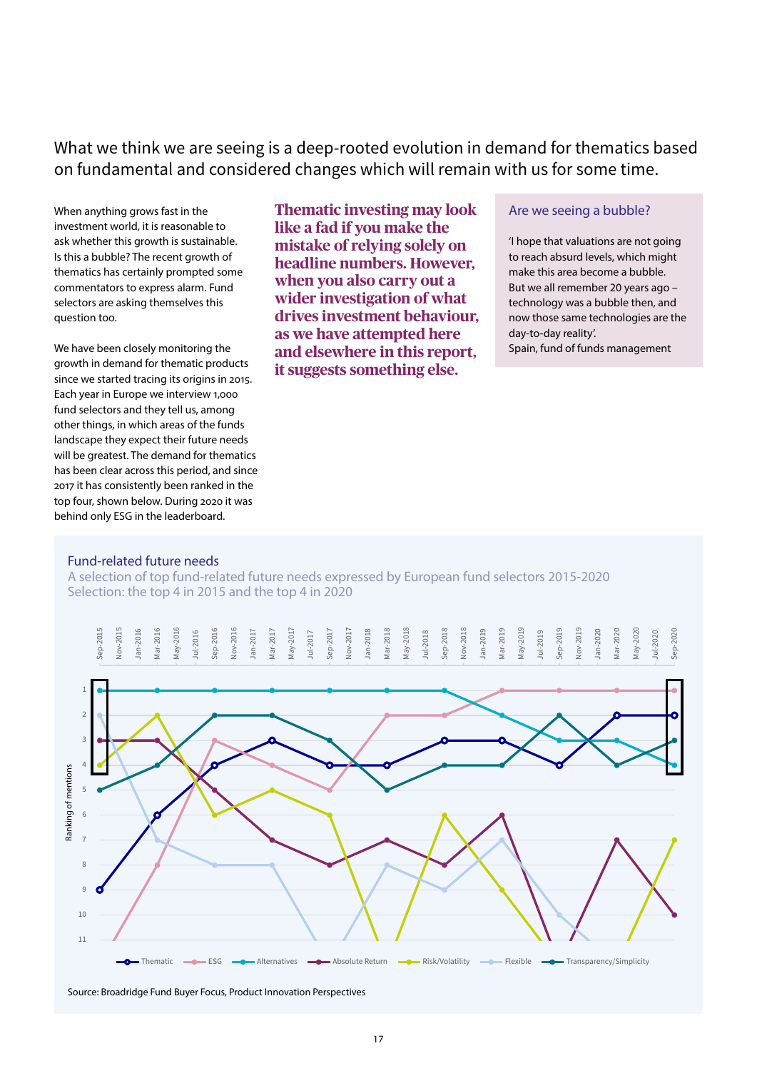What we think we are seeing is a deep-rooted evolution in demand for thematics based on fundamental and considered changes which will remain with us for some time.

When anything grows fast in the investment world, it is reasonable to ask whether this growth is sustainable. Is this a bubble? The recent growth of thematics has certainly prompted some commentators to express alarm. Fund selectors are asking themselves this question too.

We have been closely monitoring the growth in demand for thematic products since we started tracing its origins in 2015. Each year in Europe we interview 1,000 fund selectors and they tell us, among other things, in which areas of the funds landscape they expect their future needs will be greatest. The demand for thematics has been clear across this period, and since 2017 it has consistently been ranked in the top four, shown below. During 2020 it was behind only ESG in the leaderboard.

**Thematic investing may look like a fad if you make the mistake of relying solely on headline numbers. However, when you also carry out a wider investigation of what drives investment behaviour, as we have attempted here and elsewhere in this report, it suggests something else.**

### Are we seeing a bubble?

'I hope that valuations are not going to reach absurd levels, which might make this area become a bubble. But we all remember 20 years ago – technology was a bubble then, and now those same technologies are the day-to-day reality'.
Spain, fund of funds management

### Fund-related future needs

A selection of top fund-related future needs expressed by European fund selectors 2015-2020
Selection: the top 4 in 2015 and the top 4 in 2020

Source: Broadridge Fund Buyer Focus, Product Innovation Perspectives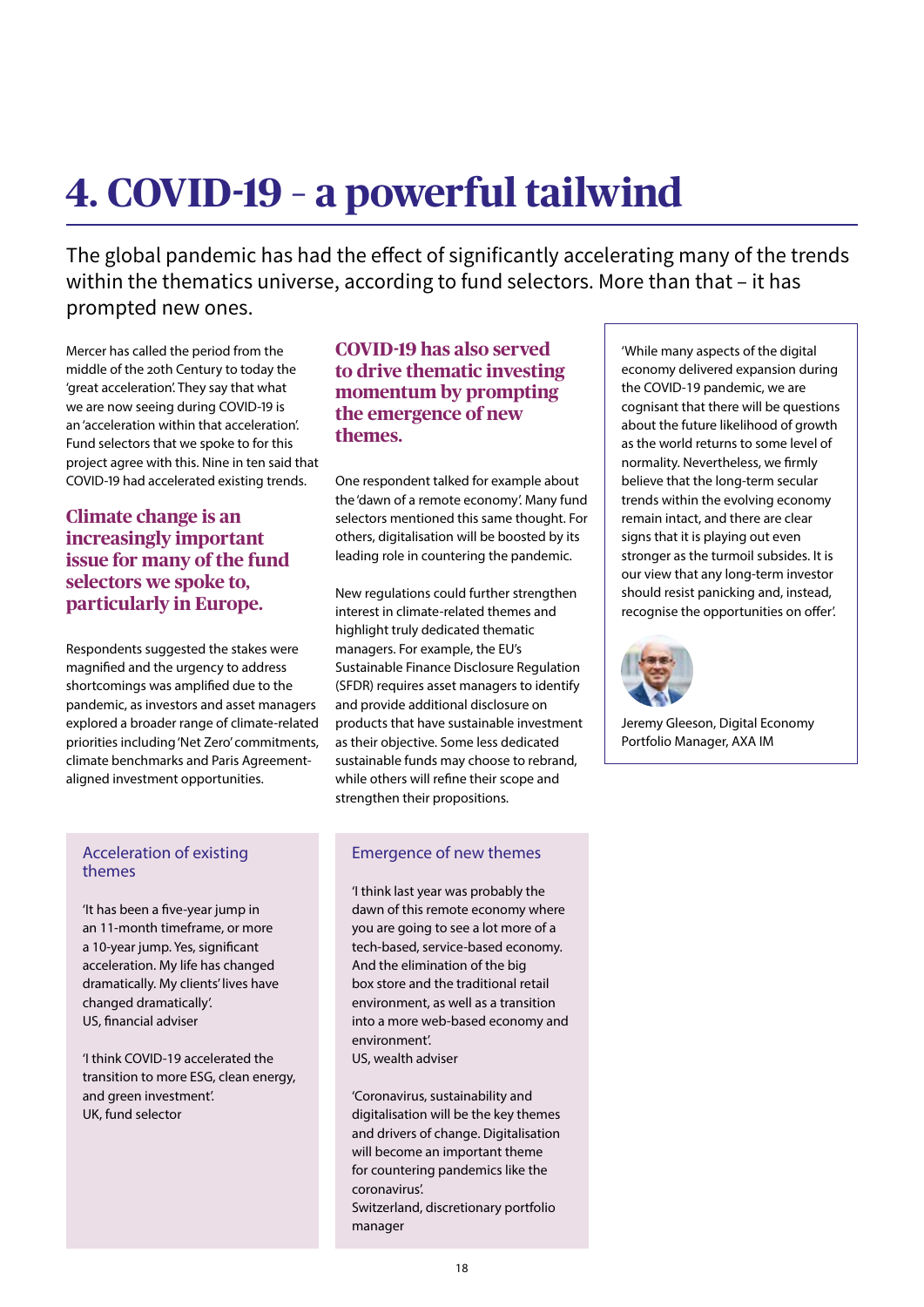# 4. COVID-19 – a powerful tailwind

The global pandemic has had the effect of significantly accelerating many of the trends within the thematics universe, according to fund selectors. More than that – it has prompted new ones.

Mercer has called the period from the middle of the 20th Century to today the 'great acceleration'. They say that what we are now seeing during COVID-19 is an 'acceleration within that acceleration'. Fund selectors that we spoke to for this project agree with this. Nine in ten said that COVID-19 had accelerated existing trends.

### Climate change is an increasingly important issue for many of the fund selectors we spoke to, particularly in Europe.

Respondents suggested the stakes were magnified and the urgency to address shortcomings was amplified due to the pandemic, as investors and asset managers explored a broader range of climate-related priorities including 'Net Zero' commitments, climate benchmarks and Paris Agreement-aligned investment opportunities.

### COVID-19 has also served to drive thematic investing momentum by prompting the emergence of new themes.

One respondent talked for example about the 'dawn of a remote economy'. Many fund selectors mentioned this same thought. For others, digitalisation will be boosted by its leading role in countering the pandemic.

New regulations could further strengthen interest in climate-related themes and highlight truly dedicated thematic managers. For example, the EU's Sustainable Finance Disclosure Regulation (SFDR) requires asset managers to identify and provide additional disclosure on products that have sustainable investment as their objective. Some less dedicated sustainable funds may choose to rebrand, while others will refine their scope and strengthen their propositions.

'While many aspects of the digital economy delivered expansion during the COVID-19 pandemic, we are cognisant that there will be questions about the future likelihood of growth as the world returns to some level of normality. Nevertheless, we firmly believe that the long-term secular trends within the evolving economy remain intact, and there are clear signs that it is playing out even stronger as the turmoil subsides. It is our view that any long-term investor should resist panicking and, instead, recognise the opportunities on offer'.

Jeremy Gleeson, Digital Economy Portfolio Manager, AXA IM

#### Acceleration of existing themes

'It has been a five-year jump in an 11-month timeframe, or more a 10-year jump. Yes, significant acceleration. My life has changed dramatically. My clients' lives have changed dramatically'.
US, financial adviser

'I think COVID-19 accelerated the transition to more ESG, clean energy, and green investment'.
UK, fund selector

#### Emergence of new themes

'I think last year was probably the dawn of this remote economy where you are going to see a lot more of a tech-based, service-based economy. And the elimination of the big box store and the traditional retail environment, as well as a transition into a more web-based economy and environment'.
US, wealth adviser

'Coronavirus, sustainability and digitalisation will be the key themes and drivers of change. Digitalisation will become an important theme for countering pandemics like the coronavirus'.
Switzerland, discretionary portfolio manager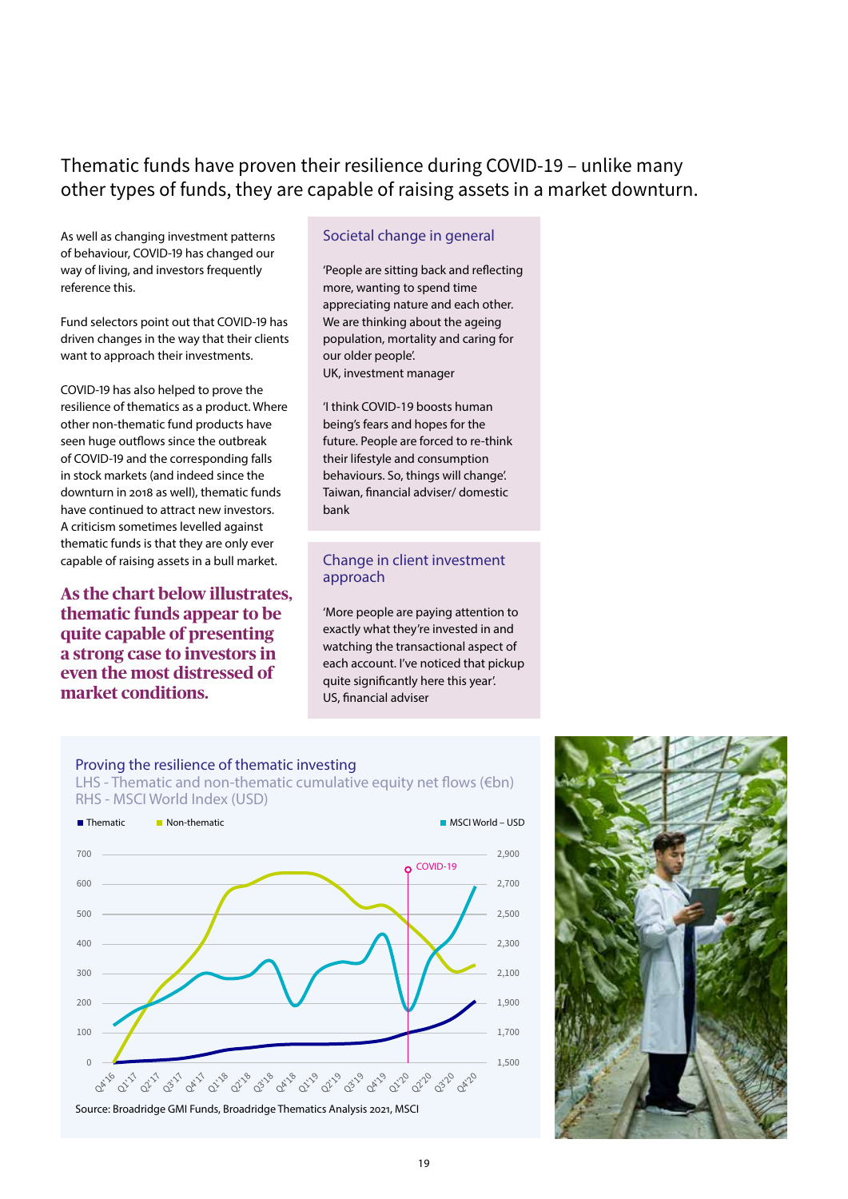## Thematic funds have proven their resilience during COVID-19 – unlike many other types of funds, they are capable of raising assets in a market downturn.

As well as changing investment patterns of behaviour, COVID-19 has changed our way of living, and investors frequently reference this.

Fund selectors point out that COVID-19 has driven changes in the way that their clients want to approach their investments.

COVID-19 has also helped to prove the resilience of thematics as a product. Where other non-thematic fund products have seen huge outflows since the outbreak of COVID-19 and the corresponding falls in stock markets (and indeed since the downturn in 2018 as well), thematic funds have continued to attract new investors. A criticism sometimes levelled against thematic funds is that they are only ever capable of raising assets in a bull market.

**As the chart below illustrates, thematic funds appear to be quite capable of presenting a strong case to investors in even the most distressed of market conditions.**

### Societal change in general

'People are sitting back and reflecting more, wanting to spend time appreciating nature and each other. We are thinking about the ageing population, mortality and caring for our older people'.
UK, investment manager

'I think COVID-19 boosts human being's fears and hopes for the future. People are forced to re-think their lifestyle and consumption behaviours. So, things will change'.
Taiwan, financial adviser/ domestic bank

### Change in client investment approach

'More people are paying attention to exactly what they're invested in and watching the transactional aspect of each account. I've noticed that pickup quite significantly here this year'.
US, financial adviser

### Proving the resilience of thematic investing

LHS - Thematic and non-thematic cumulative equity net flows (€bn)
RHS - MSCI World Index (USD)

Legend: Thematic, Non-thematic, MSCI World – USD. Left axis: 0–700; right axis: 1,500–2,900. X-axis: Q4'16 to Q4'20. COVID-19 marked at Q1'20.

Source: Broadridge GMI Funds, Broadridge Thematics Analysis 2021, MSCI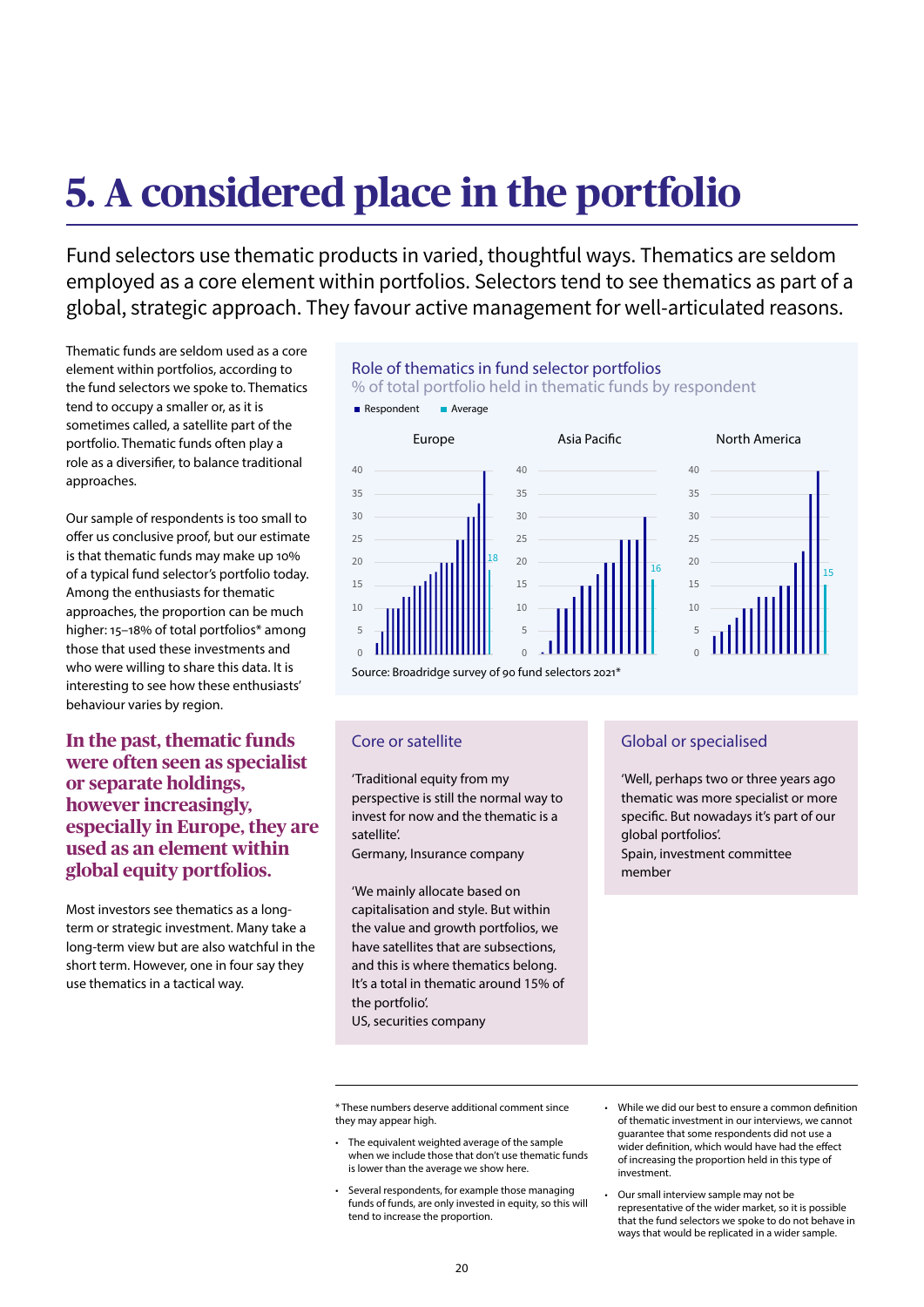# 5. A considered place in the portfolio

Fund selectors use thematic products in varied, thoughtful ways. Thematics are seldom employed as a core element within portfolios. Selectors tend to see thematics as part of a global, strategic approach. They favour active management for well-articulated reasons.

Thematic funds are seldom used as a core element within portfolios, according to the fund selectors we spoke to. Thematics tend to occupy a smaller or, as it is sometimes called, a satellite part of the portfolio. Thematic funds often play a role as a diversifier, to balance traditional approaches.

Our sample of respondents is too small to offer us conclusive proof, but our estimate is that thematic funds may make up 10% of a typical fund selector's portfolio today. Among the enthusiasts for thematic approaches, the proportion can be much higher: 15–18% of total portfolios* among those that used these investments and who were willing to share this data. It is interesting to see how these enthusiasts' behaviour varies by region.

**In the past, thematic funds were often seen as specialist or separate holdings, however increasingly, especially in Europe, they are used as an element within global equity portfolios.**

Most investors see thematics as a long-term or strategic investment. Many take a long-term view but are also watchful in the short term. However, one in four say they use thematics in a tactical way.

**Role of thematics in fund selector portfolios**

% of total portfolio held in thematic funds by respondent

Respondent | Average

Europe (Average: 18) | Asia Pacific (Average: 16) | North America (Average: 15)

Source: Broadridge survey of 90 fund selectors 2021*

## Core or satellite

'Traditional equity from my perspective is still the normal way to invest for now and the thematic is a satellite'.
Germany, Insurance company

'We mainly allocate based on capitalisation and style. But within the value and growth portfolios, we have satellites that are subsections, and this is where thematics belong. It's a total in thematic around 15% of the portfolio'.
US, securities company

## Global or specialised

'Well, perhaps two or three years ago thematic was more specialist or more specific. But nowadays it's part of our global portfolios'.
Spain, investment committee member

\* These numbers deserve additional comment since they may appear high.

- The equivalent weighted average of the sample when we include those that don't use thematic funds is lower than the average we show here.
- Several respondents, for example those managing funds of funds, are only invested in equity, so this will tend to increase the proportion.
- While we did our best to ensure a common definition of thematic investment in our interviews, we cannot guarantee that some respondents did not use a wider definition, which would have had the effect of increasing the proportion held in this type of investment.
- Our small interview sample may not be representative of the wider market, so it is possible that the fund selectors we spoke to do not behave in ways that would be replicated in a wider sample.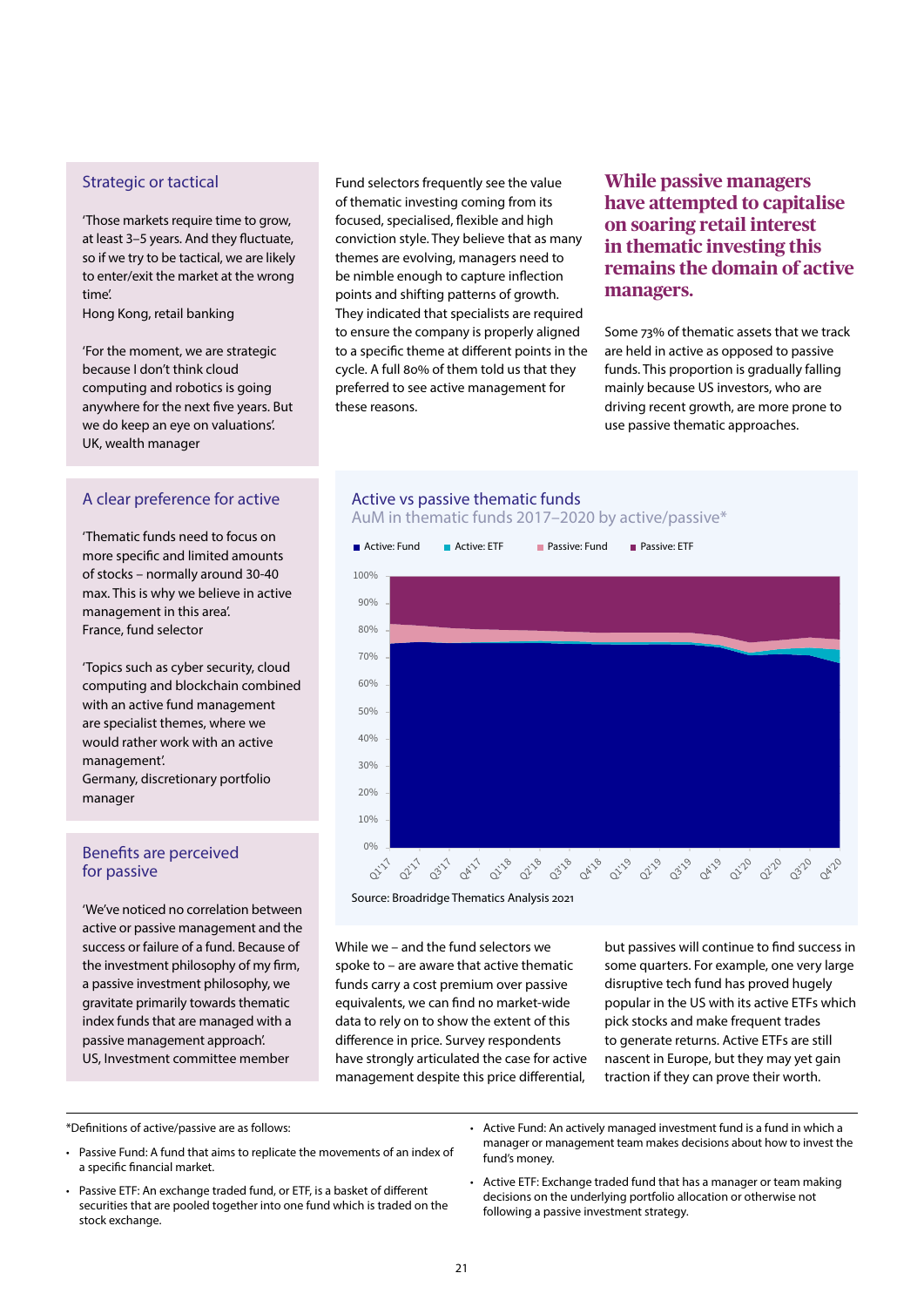### Strategic or tactical

'Those markets require time to grow, at least 3–5 years. And they fluctuate, so if we try to be tactical, we are likely to enter/exit the market at the wrong time'.
Hong Kong, retail banking

'For the moment, we are strategic because I don't think cloud computing and robotics is going anywhere for the next five years. But we do keep an eye on valuations'.
UK, wealth manager

### A clear preference for active

'Thematic funds need to focus on more specific and limited amounts of stocks – normally around 30-40 max. This is why we believe in active management in this area'.
France, fund selector

'Topics such as cyber security, cloud computing and blockchain combined with an active fund management are specialist themes, where we would rather work with an active management'.
Germany, discretionary portfolio manager

### Benefits are perceived for passive

'We've noticed no correlation between active or passive management and the success or failure of a fund. Because of the investment philosophy of my firm, a passive investment philosophy, we gravitate primarily towards thematic index funds that are managed with a passive management approach'.
US, Investment committee member

Fund selectors frequently see the value of thematic investing coming from its focused, specialised, flexible and high conviction style. They believe that as many themes are evolving, managers need to be nimble enough to capture inflection points and shifting patterns of growth. They indicated that specialists are required to ensure the company is properly aligned to a specific theme at different points in the cycle. A full 80% of them told us that they preferred to see active management for these reasons.

**While passive managers have attempted to capitalise on soaring retail interest in thematic investing this remains the domain of active managers.**

Some 73% of thematic assets that we track are held in active as opposed to passive funds. This proportion is gradually falling mainly because US investors, who are driving recent growth, are more prone to use passive thematic approaches.

**Active vs passive thematic funds**
AuM in thematic funds 2017–2020 by active/passive*

Legend: Active: Fund | Active: ETF | Passive: Fund | Passive: ETF

Y-axis: 0%–100%; X-axis: Q1'17 – Q4'20

Source: Broadridge Thematics Analysis 2021

While we – and the fund selectors we spoke to – are aware that active thematic funds carry a cost premium over passive equivalents, we can find no market-wide data to rely on to show the extent of this difference in price. Survey respondents have strongly articulated the case for active management despite this price differential, but passives will continue to find success in some quarters. For example, one very large disruptive tech fund has proved hugely popular in the US with its active ETFs which pick stocks and make frequent trades to generate returns. Active ETFs are still nascent in Europe, but they may yet gain traction if they can prove their worth.

---

*Definitions of active/passive are as follows:

- Passive Fund: A fund that aims to replicate the movements of an index of a specific financial market.
- Passive ETF: An exchange traded fund, or ETF, is a basket of different securities that are pooled together into one fund which is traded on the stock exchange.
- Active Fund: An actively managed investment fund is a fund in which a manager or management team makes decisions about how to invest the fund's money.
- Active ETF: Exchange traded fund that has a manager or team making decisions on the underlying portfolio allocation or otherwise not following a passive investment strategy.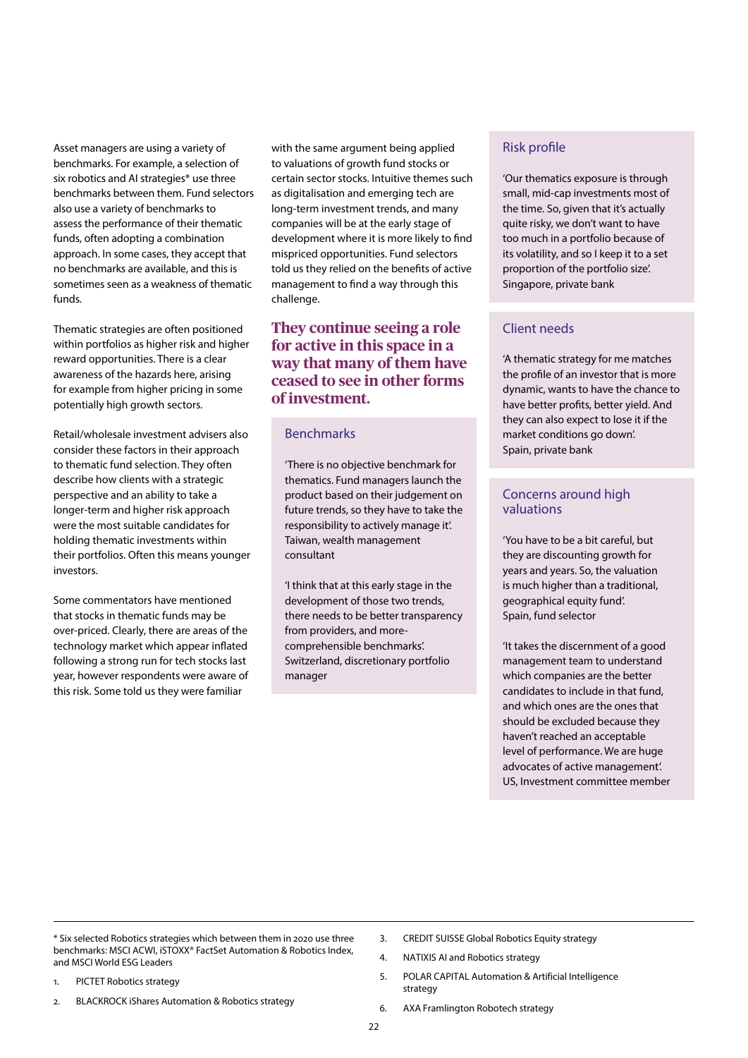Asset managers are using a variety of benchmarks. For example, a selection of six robotics and AI strategies* use three benchmarks between them. Fund selectors also use a variety of benchmarks to assess the performance of their thematic funds, often adopting a combination approach. In some cases, they accept that no benchmarks are available, and this is sometimes seen as a weakness of thematic funds.

Thematic strategies are often positioned within portfolios as higher risk and higher reward opportunities. There is a clear awareness of the hazards here, arising for example from higher pricing in some potentially high growth sectors.

Retail/wholesale investment advisers also consider these factors in their approach to thematic fund selection. They often describe how clients with a strategic perspective and an ability to take a longer-term and higher risk approach were the most suitable candidates for holding thematic investments within their portfolios. Often this means younger investors.

Some commentators have mentioned that stocks in thematic funds may be over-priced. Clearly, there are areas of the technology market which appear inflated following a strong run for tech stocks last year, however respondents were aware of this risk. Some told us they were familiar with the same argument being applied to valuations of growth fund stocks or certain sector stocks. Intuitive themes such as digitalisation and emerging tech are long-term investment trends, and many companies will be at the early stage of development where it is more likely to find mispriced opportunities. Fund selectors told us they relied on the benefits of active management to find a way through this challenge.

**They continue seeing a role for active in this space in a way that many of them have ceased to see in other forms of investment.**

### Benchmarks

'There is no objective benchmark for thematics. Fund managers launch the product based on their judgement on future trends, so they have to take the responsibility to actively manage it'.
Taiwan, wealth management consultant

'I think that at this early stage in the development of those two trends, there needs to be better transparency from providers, and more-comprehensible benchmarks'.
Switzerland, discretionary portfolio manager

### Risk profile

'Our thematics exposure is through small, mid-cap investments most of the time. So, given that it's actually quite risky, we don't want to have too much in a portfolio because of its volatility, and so I keep it to a set proportion of the portfolio size'.
Singapore, private bank

### Client needs

'A thematic strategy for me matches the profile of an investor that is more dynamic, wants to have the chance to have better profits, better yield. And they can also expect to lose it if the market conditions go down'.
Spain, private bank

### Concerns around high valuations

'You have to be a bit careful, but they are discounting growth for years and years. So, the valuation is much higher than a traditional, geographical equity fund'.
Spain, fund selector

'It takes the discernment of a good management team to understand which companies are the better candidates to include in that fund, and which ones are the ones that should be excluded because they haven't reached an acceptable level of performance. We are huge advocates of active management'.
US, Investment committee member

---

* Six selected Robotics strategies which between them in 2020 use three benchmarks: MSCI ACWI, iSTOXX® FactSet Automation & Robotics Index, and MSCI World ESG Leaders

1. PICTET Robotics strategy
2. BLACKROCK iShares Automation & Robotics strategy
3. CREDIT SUISSE Global Robotics Equity strategy
4. NATIXIS AI and Robotics strategy
5. POLAR CAPITAL Automation & Artificial Intelligence strategy
6. AXA Framlington Robotech strategy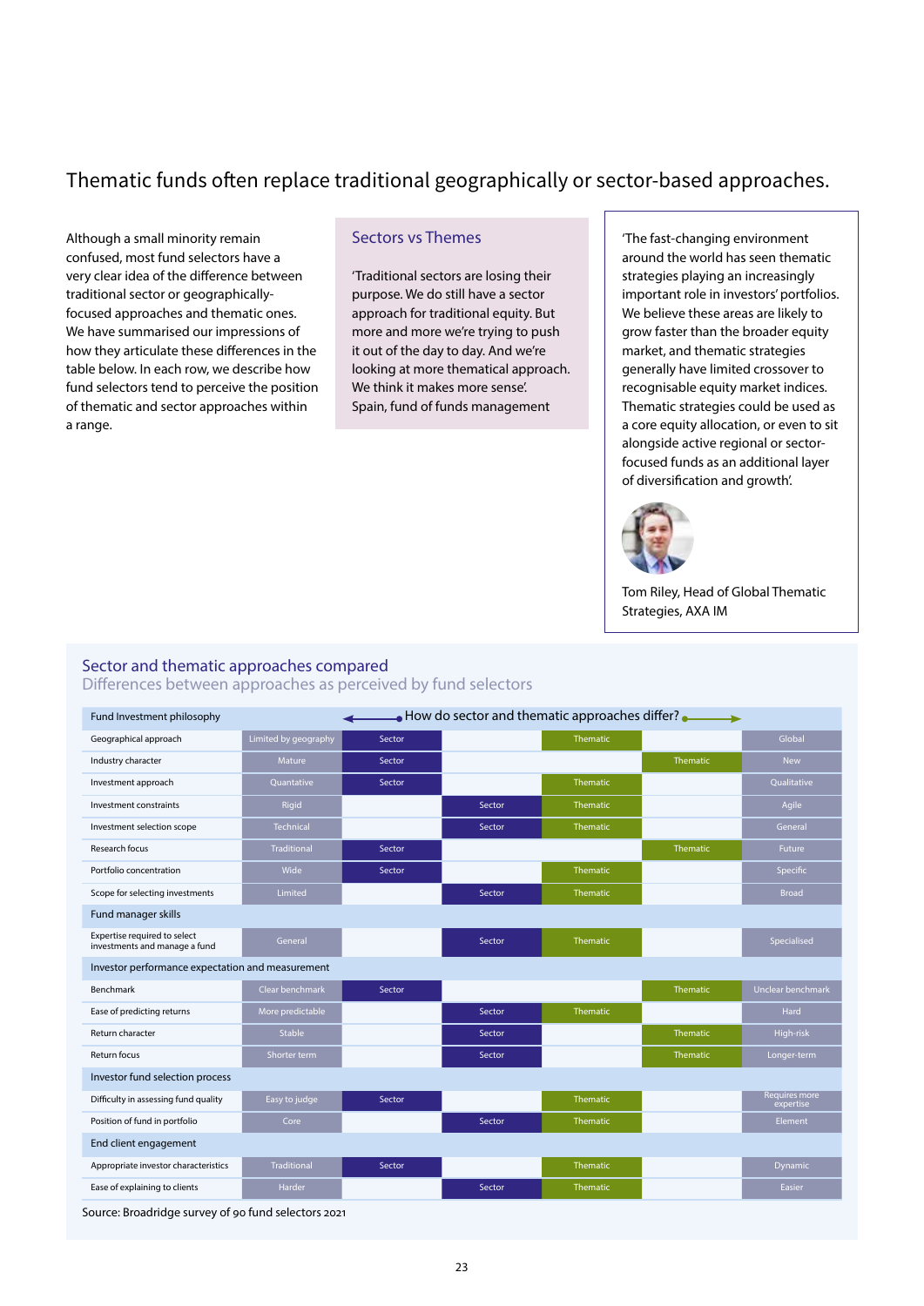# Thematic funds often replace traditional geographically or sector-based approaches.

Although a small minority remain confused, most fund selectors have a very clear idea of the difference between traditional sector or geographically-focused approaches and thematic ones. We have summarised our impressions of how they articulate these differences in the table below. In each row, we describe how fund selectors tend to perceive the position of thematic and sector approaches within a range.

## Sectors vs Themes

'Traditional sectors are losing their purpose. We do still have a sector approach for traditional equity. But more and more we're trying to push it out of the day to day. And we're looking at more thematical approach. We think it makes more sense.'
Spain, fund of funds management

'The fast-changing environment around the world has seen thematic strategies playing an increasingly important role in investors' portfolios. We believe these areas are likely to grow faster than the broader equity market, and thematic strategies generally have limited crossover to recognisable equity market indices. Thematic strategies could be used as a core equity allocation, or even to sit alongside active regional or sector-focused funds as an additional layer of diversification and growth'.

Tom Riley, Head of Global Thematic Strategies, AXA IM

## Sector and thematic approaches compared

Differences between approaches as perceived by fund selectors

| Fund Investment philosophy | ← | How do sector and thematic approaches differ? | | | → | |
|---|---|---|---|---|---|---|
| Geographical approach | Limited by geography | Sector | | Thematic | | Global |
| Industry character | Mature | Sector | | | Thematic | New |
| Investment approach | Quantative | Sector | | Thematic | | Qualitative |
| Investment constraints | Rigid | | Sector | Thematic | | Agile |
| Investment selection scope | Technical | | Sector | Thematic | | General |
| Research focus | Traditional | Sector | | | Thematic | Future |
| Portfolio concentration | Wide | Sector | | Thematic | | Specific |
| Scope for selecting investments | Limited | | Sector | Thematic | | Broad |
| **Fund manager skills** | | | | | | |
| Expertise required to select investments and manage a fund | General | | Sector | Thematic | | Specialised |
| **Investor performance expectation and measurement** | | | | | | |
| Benchmark | Clear benchmark | Sector | | | Thematic | Unclear benchmark |
| Ease of predicting returns | More predictable | | Sector | Thematic | | Hard |
| Return character | Stable | | Sector | | Thematic | High-risk |
| Return focus | Shorter term | | Sector | | Thematic | Longer-term |
| **Investor fund selection process** | | | | | | |
| Difficulty in assessing fund quality | Easy to judge | Sector | | Thematic | | Requires more expertise |
| Position of fund in portfolio | Core | | Sector | Thematic | | Element |
| **End client engagement** | | | | | | |
| Appropriate investor characteristics | Traditional | Sector | | Thematic | | Dynamic |
| Ease of explaining to clients | Harder | | Sector | Thematic | | Easier |

Source: Broadridge survey of 90 fund selectors 2021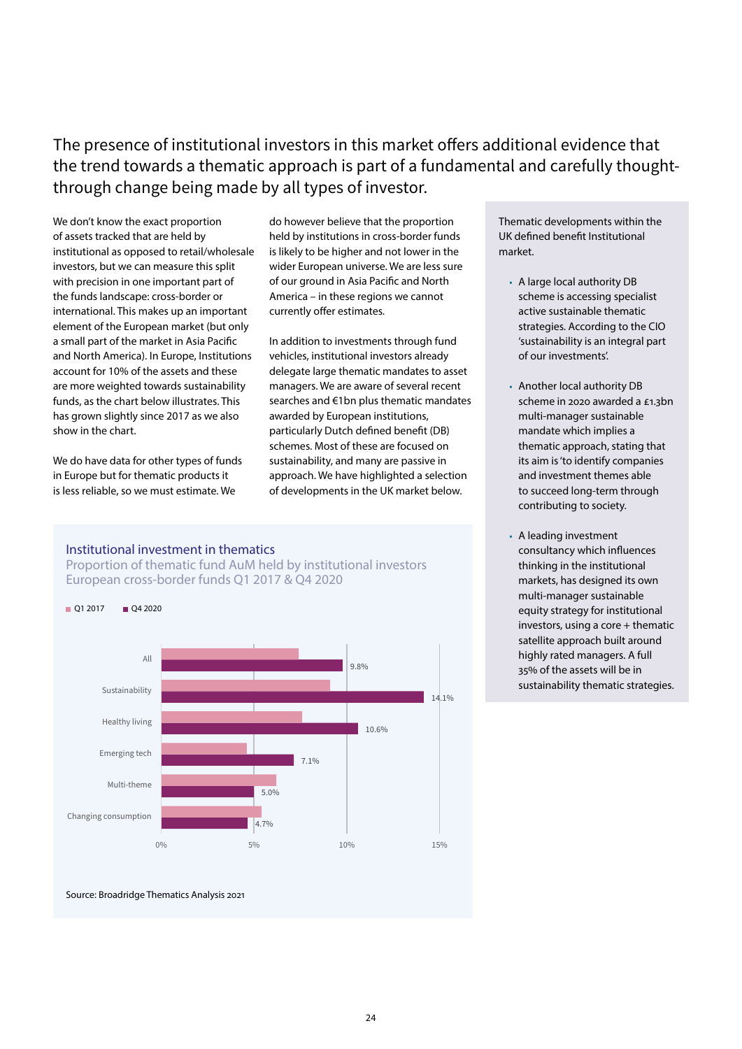## The presence of institutional investors in this market offers additional evidence that the trend towards a thematic approach is part of a fundamental and carefully thought-through change being made by all types of investor.

We don't know the exact proportion of assets tracked that are held by institutional as opposed to retail/wholesale investors, but we can measure this split with precision in one important part of the funds landscape: cross-border or international. This makes up an important element of the European market (but only a small part of the market in Asia Pacific and North America). In Europe, Institutions account for 10% of the assets and these are more weighted towards sustainability funds, as the chart below illustrates. This has grown slightly since 2017 as we also show in the chart.

We do have data for other types of funds in Europe but for thematic products it is less reliable, so we must estimate. We do however believe that the proportion held by institutions in cross-border funds is likely to be higher and not lower in the wider European universe. We are less sure of our ground in Asia Pacific and North America – in these regions we cannot currently offer estimates.

In addition to investments through fund vehicles, institutional investors already delegate large thematic mandates to asset managers. We are aware of several recent searches and €1bn plus thematic mandates awarded by European institutions, particularly Dutch defined benefit (DB) schemes. Most of these are focused on sustainability, and many are passive in approach. We have highlighted a selection of developments in the UK market below.

### Institutional investment in thematics

Proportion of thematic fund AuM held by institutional investors
European cross-border funds Q1 2017 & Q4 2020

| | Q4 2020 |
|---|---|
| All | 9.8% |
| Sustainability | 14.1% |
| Healthy living | 10.6% |
| Emerging tech | 7.1% |
| Multi-theme | 5.0% |
| Changing consumption | 4.7% |

Source: Broadridge Thematics Analysis 2021

Thematic developments within the UK defined benefit Institutional market.

- A large local authority DB scheme is accessing specialist active sustainable thematic strategies. According to the CIO 'sustainability is an integral part of our investments'.
- Another local authority DB scheme in 2020 awarded a £1.3bn multi-manager sustainable mandate which implies a thematic approach, stating that its aim is 'to identify companies and investment themes able to succeed long-term through contributing to society.
- A leading investment consultancy which influences thinking in the institutional markets, has designed its own multi-manager sustainable equity strategy for institutional investors, using a core + thematic satellite approach built around highly rated managers. A full 35% of the assets will be in sustainability thematic strategies.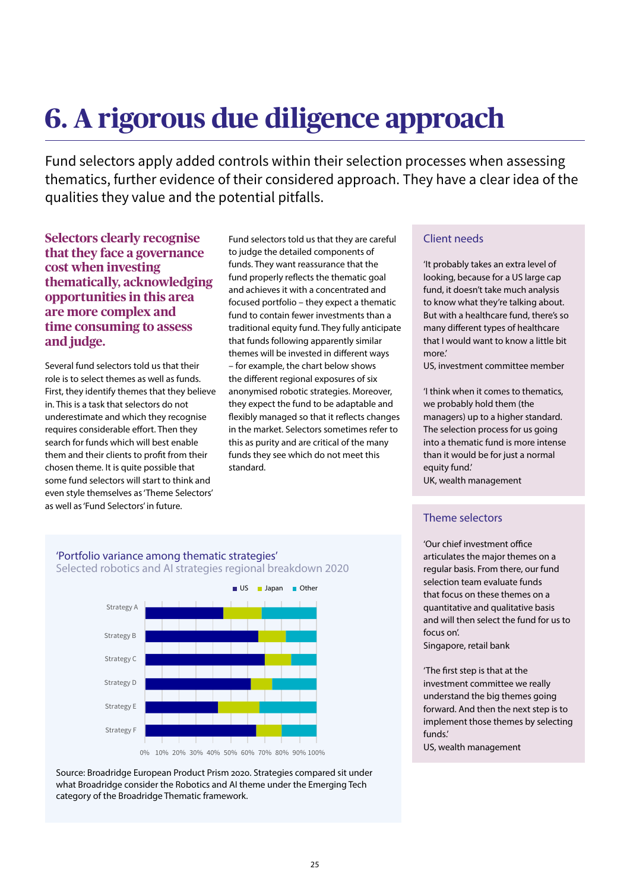# 6. A rigorous due diligence approach

Fund selectors apply added controls within their selection processes when assessing thematics, further evidence of their considered approach. They have a clear idea of the qualities they value and the potential pitfalls.

**Selectors clearly recognise that they face a governance cost when investing thematically, acknowledging opportunities in this area are more complex and time consuming to assess and judge.**

Several fund selectors told us that their role is to select themes as well as funds. First, they identify themes that they believe in. This is a task that selectors do not underestimate and which they recognise requires considerable effort. Then they search for funds which will best enable them and their clients to profit from their chosen theme. It is quite possible that some fund selectors will start to think and even style themselves as 'Theme Selectors' as well as 'Fund Selectors' in future.

Fund selectors told us that they are careful to judge the detailed components of funds. They want reassurance that the fund properly reflects the thematic goal and achieves it with a concentrated and focused portfolio – they expect a thematic fund to contain fewer investments than a traditional equity fund. They fully anticipate that funds following apparently similar themes will be invested in different ways – for example, the chart below shows the different regional exposures of six anonymised robotic strategies. Moreover, they expect the fund to be adaptable and flexibly managed so that it reflects changes in the market. Selectors sometimes refer to this as purity and are critical of the many funds they see which do not meet this standard.

'Portfolio variance among thematic strategies'
Selected robotics and AI strategies regional breakdown 2020

Legend: US, Japan, Other

Strategy A, Strategy B, Strategy C, Strategy D, Strategy E, Strategy F

0% 10% 20% 30% 40% 50% 60% 70% 80% 90% 100%

Source: Broadridge European Product Prism 2020. Strategies compared sit under what Broadridge consider the Robotics and AI theme under the Emerging Tech category of the Broadridge Thematic framework.

## Client needs

'It probably takes an extra level of looking, because for a US large cap fund, it doesn't take much analysis to know what they're talking about. But with a healthcare fund, there's so many different types of healthcare that I would want to know a little bit more.'
US, investment committee member

'I think when it comes to thematics, we probably hold them (the managers) up to a higher standard. The selection process for us going into a thematic fund is more intense than it would be for just a normal equity fund.'
UK, wealth management

## Theme selectors

'Our chief investment office articulates the major themes on a regular basis. From there, our fund selection team evaluate funds that focus on these themes on a quantitative and qualitative basis and will then select the fund for us to focus on.'
Singapore, retail bank

'The first step is that at the investment committee we really understand the big themes going forward. And then the next step is to implement those themes by selecting funds.'
US, wealth management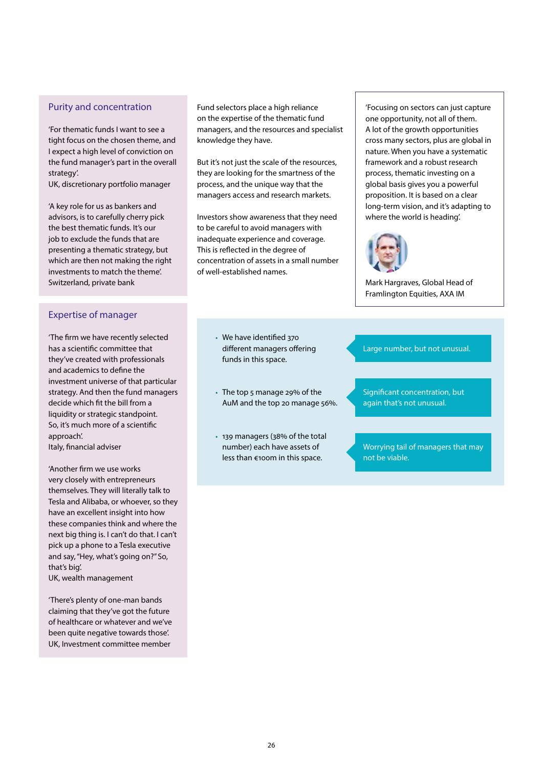## Purity and concentration

'For thematic funds I want to see a tight focus on the chosen theme, and I expect a high level of conviction on the fund manager's part in the overall strategy'.
UK, discretionary portfolio manager

'A key role for us as bankers and advisors, is to carefully cherry pick the best thematic funds. It's our job to exclude the funds that are presenting a thematic strategy, but which are then not making the right investments to match the theme'.
Switzerland, private bank

## Expertise of manager

'The firm we have recently selected has a scientific committee that they've created with professionals and academics to define the investment universe of that particular strategy. And then the fund managers decide which fit the bill from a liquidity or strategic standpoint. So, it's much more of a scientific approach'.
Italy, financial adviser

'Another firm we use works very closely with entrepreneurs themselves. They will literally talk to Tesla and Alibaba, or whoever, so they have an excellent insight into how these companies think and where the next big thing is. I can't do that. I can't pick up a phone to a Tesla executive and say, "Hey, what's going on?" So, that's big'.
UK, wealth management

'There's plenty of one-man bands claiming that they've got the future of healthcare or whatever and we've been quite negative towards those'.
UK, Investment committee member

Fund selectors place a high reliance on the expertise of the thematic fund managers, and the resources and specialist knowledge they have.

But it's not just the scale of the resources, they are looking for the smartness of the process, and the unique way that the managers access and research markets.

Investors show awareness that they need to be careful to avoid managers with inadequate experience and coverage. This is reflected in the degree of concentration of assets in a small number of well-established names.

'Focusing on sectors can just capture one opportunity, not all of them. A lot of the growth opportunities cross many sectors, plus are global in nature. When you have a systematic framework and a robust research process, thematic investing on a global basis gives you a powerful proposition. It is based on a clear long-term vision, and it's adapting to where the world is heading'.

Mark Hargraves, Global Head of Framlington Equities, AXA IM

- We have identified 370 different managers offering funds in this space.
  - Large number, but not unusual.
- The top 5 manage 29% of the AuM and the top 20 manage 56%.
  - Significant concentration, but again that's not unusual.
- 139 managers (38% of the total number) each have assets of less than €100m in this space.
  - Worrying tail of managers that may not be viable.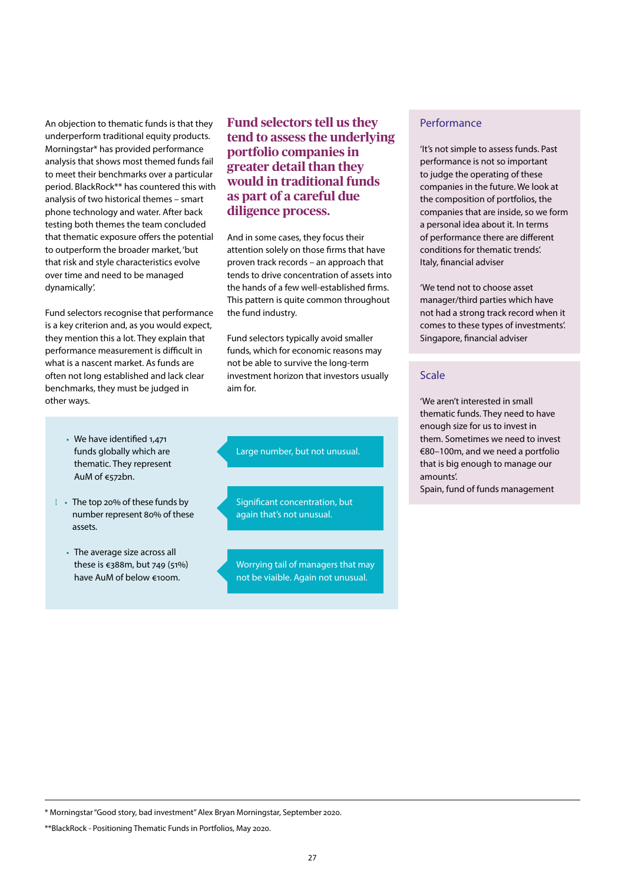An objection to thematic funds is that they underperform traditional equity products. Morningstar* has provided performance analysis that shows most themed funds fail to meet their benchmarks over a particular period. BlackRock** has countered this with analysis of two historical themes – smart phone technology and water. After back testing both themes the team concluded that thematic exposure offers the potential to outperform the broader market, 'but that risk and style characteristics evolve over time and need to be managed dynamically'.

Fund selectors recognise that performance is a key criterion and, as you would expect, they mention this a lot. They explain that performance measurement is difficult in what is a nascent market. As funds are often not long established and lack clear benchmarks, they must be judged in other ways.

## Fund selectors tell us they tend to assess the underlying portfolio companies in greater detail than they would in traditional funds as part of a careful due diligence process.

And in some cases, they focus their attention solely on those firms that have proven track records – an approach that tends to drive concentration of assets into the hands of a few well-established firms. This pattern is quite common throughout the fund industry.

Fund selectors typically avoid smaller funds, which for economic reasons may not be able to survive the long-term investment horizon that investors usually aim for.

- We have identified 1,471 funds globally which are thematic. They represent AuM of €572bn.
  - Large number, but not unusual.
- The top 20% of these funds by number represent 80% of these assets.
  - Significant concentration, but again that's not unusual.
- The average size across all these is €388m, but 749 (51%) have AuM of below €100m.
  - Worrying tail of managers that may not be viable. Again not unusual.

### Performance

'It's not simple to assess funds. Past performance is not so important to judge the operating of these companies in the future. We look at the composition of portfolios, the companies that are inside, so we form a personal idea about it. In terms of performance there are different conditions for thematic trends'.
Italy, financial adviser

'We tend not to choose asset manager/third parties which have not had a strong track record when it comes to these types of investments'.
Singapore, financial adviser

### Scale

'We aren't interested in small thematic funds. They need to have enough size for us to invest in them. Sometimes we need to invest €80–100m, and we need a portfolio that is big enough to manage our amounts'.
Spain, fund of funds management

---

* Morningstar "Good story, bad investment" Alex Bryan Morningstar, September 2020.

**BlackRock - Positioning Thematic Funds in Portfolios, May 2020.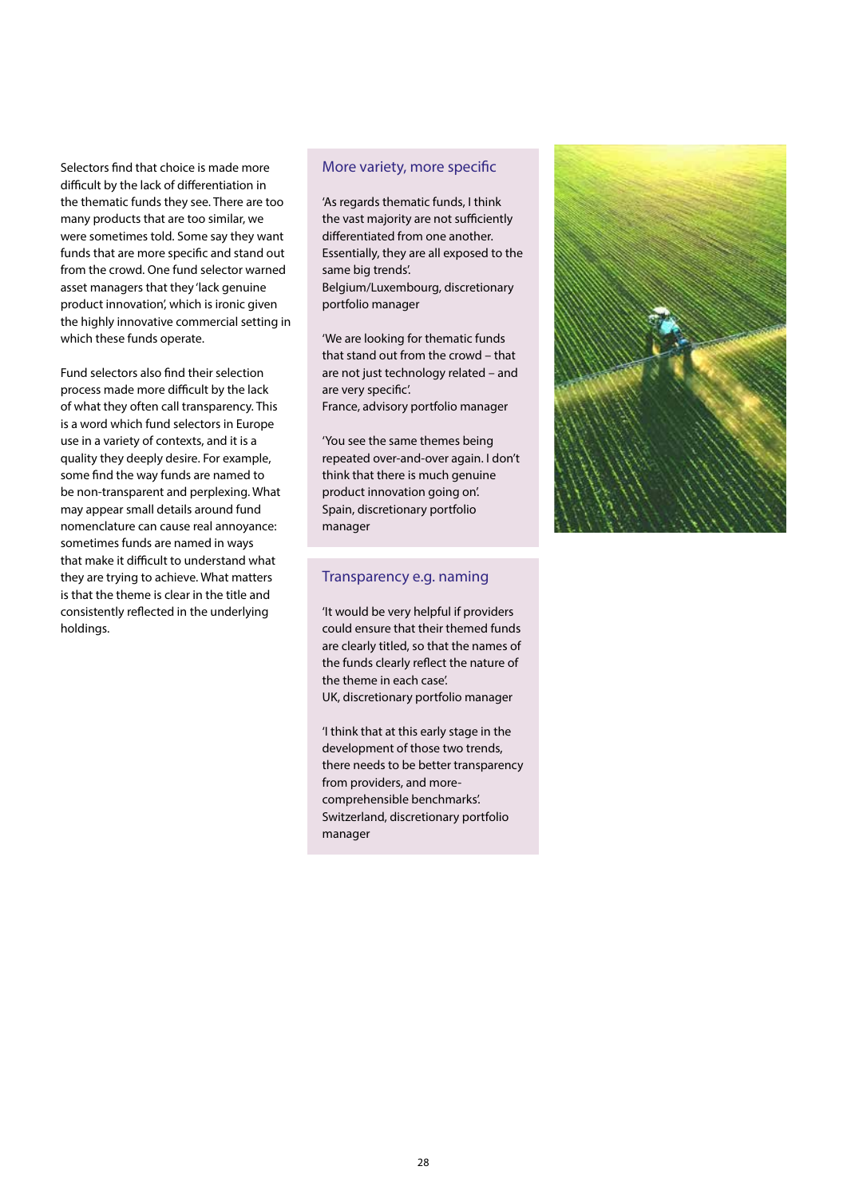Selectors find that choice is made more difficult by the lack of differentiation in the thematic funds they see. There are too many products that are too similar, we were sometimes told. Some say they want funds that are more specific and stand out from the crowd. One fund selector warned asset managers that they 'lack genuine product innovation', which is ironic given the highly innovative commercial setting in which these funds operate.

Fund selectors also find their selection process made more difficult by the lack of what they often call transparency. This is a word which fund selectors in Europe use in a variety of contexts, and it is a quality they deeply desire. For example, some find the way funds are named to be non-transparent and perplexing. What may appear small details around fund nomenclature can cause real annoyance: sometimes funds are named in ways that make it difficult to understand what they are trying to achieve. What matters is that the theme is clear in the title and consistently reflected in the underlying holdings.

## More variety, more specific

'As regards thematic funds, I think the vast majority are not sufficiently differentiated from one another. Essentially, they are all exposed to the same big trends'.
Belgium/Luxembourg, discretionary portfolio manager

'We are looking for thematic funds that stand out from the crowd – that are not just technology related – and are very specific'.
France, advisory portfolio manager

'You see the same themes being repeated over-and-over again. I don't think that there is much genuine product innovation going on'.
Spain, discretionary portfolio manager

## Transparency e.g. naming

'It would be very helpful if providers could ensure that their themed funds are clearly titled, so that the names of the funds clearly reflect the nature of the theme in each case'.
UK, discretionary portfolio manager

'I think that at this early stage in the development of those two trends, there needs to be better transparency from providers, and more-comprehensible benchmarks'.
Switzerland, discretionary portfolio manager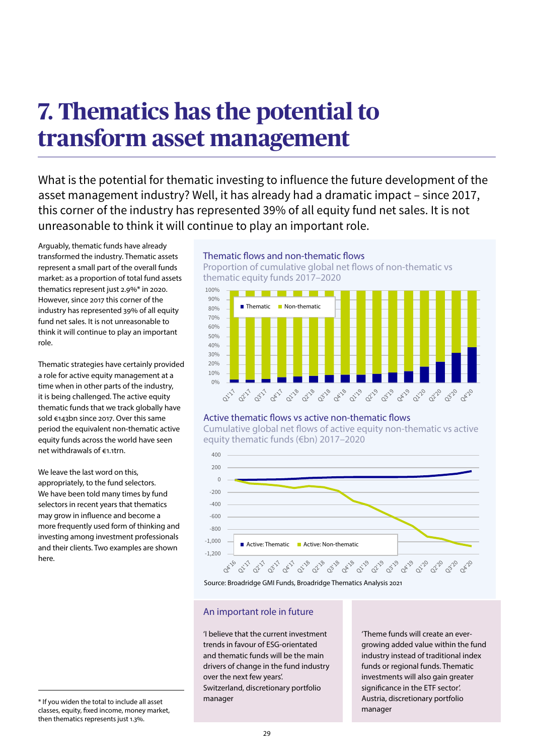# 7. Thematics has the potential to transform asset management

What is the potential for thematic investing to influence the future development of the asset management industry? Well, it has already had a dramatic impact – since 2017, this corner of the industry has represented 39% of all equity fund net sales. It is not unreasonable to think it will continue to play an important role.

Arguably, thematic funds have already transformed the industry. Thematic assets represent a small part of the overall funds market: as a proportion of total fund assets thematics represent just 2.9%* in 2020. However, since 2017 this corner of the industry has represented 39% of all equity fund net sales. It is not unreasonable to think it will continue to play an important role.

Thematic strategies have certainly provided a role for active equity management at a time when in other parts of the industry, it is being challenged. The active equity thematic funds that we track globally have sold €143bn since 2017. Over this same period the equivalent non-thematic active equity funds across the world have seen net withdrawals of €1.1trn.

We leave the last word on this, appropriately, to the fund selectors. We have been told many times by fund selectors in recent years that thematics may grow in influence and become a more frequently used form of thinking and investing among investment professionals and their clients. Two examples are shown here.

### Thematic flows and non-thematic flows

Proportion of cumulative global net flows of non-thematic vs thematic equity funds 2017–2020

### Active thematic flows vs active non-thematic flows

Cumulative global net flows of active equity non-thematic vs active equity thematic funds (€bn) 2017–2020

Source: Broadridge GMI Funds, Broadridge Thematics Analysis 2021

### An important role in future

'I believe that the current investment trends in favour of ESG-orientated and thematic funds will be the main drivers of change in the fund industry over the next few years'.
Switzerland, discretionary portfolio manager

'Theme funds will create an ever-growing added value within the fund industry instead of traditional index funds or regional funds. Thematic investments will also gain greater significance in the ETF sector'.
Austria, discretionary portfolio manager

---

* If you widen the total to include all asset classes, equity, fixed income, money market, then thematics represents just 1.3%.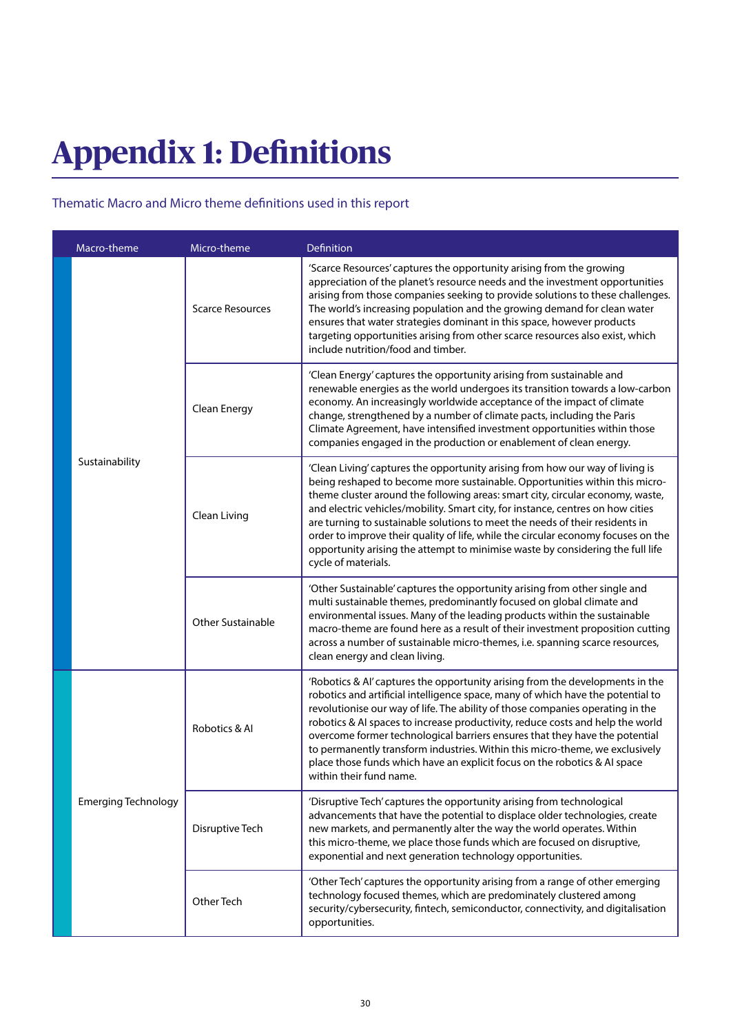# Appendix 1: Definitions

Thematic Macro and Micro theme definitions used in this report

| Macro-theme | Micro-theme | Definition |
|---|---|---|
| Sustainability | Scarce Resources | 'Scarce Resources' captures the opportunity arising from the growing appreciation of the planet's resource needs and the investment opportunities arising from those companies seeking to provide solutions to these challenges. The world's increasing population and the growing demand for clean water ensures that water strategies dominant in this space, however products targeting opportunities arising from other scarce resources also exist, which include nutrition/food and timber. |
| | Clean Energy | 'Clean Energy' captures the opportunity arising from sustainable and renewable energies as the world undergoes its transition towards a low-carbon economy. An increasingly worldwide acceptance of the impact of climate change, strengthened by a number of climate pacts, including the Paris Climate Agreement, have intensified investment opportunities within those companies engaged in the production or enablement of clean energy. |
| | Clean Living | 'Clean Living' captures the opportunity arising from how our way of living is being reshaped to become more sustainable. Opportunities within this micro-theme cluster around the following areas: smart city, circular economy, waste, and electric vehicles/mobility. Smart city, for instance, centres on how cities are turning to sustainable solutions to meet the needs of their residents in order to improve their quality of life, while the circular economy focuses on the opportunity arising the attempt to minimise waste by considering the full life cycle of materials. |
| | Other Sustainable | 'Other Sustainable' captures the opportunity arising from other single and multi sustainable themes, predominantly focused on global climate and environmental issues. Many of the leading products within the sustainable macro-theme are found here as a result of their investment proposition cutting across a number of sustainable micro-themes, i.e. spanning scarce resources, clean energy and clean living. |
| Emerging Technology | Robotics & AI | 'Robotics & AI' captures the opportunity arising from the developments in the robotics and artificial intelligence space, many of which have the potential to revolutionise our way of life. The ability of those companies operating in the robotics & AI spaces to increase productivity, reduce costs and help the world overcome former technological barriers ensures that they have the potential to permanently transform industries. Within this micro-theme, we exclusively place those funds which have an explicit focus on the robotics & AI space within their fund name. |
| | Disruptive Tech | 'Disruptive Tech' captures the opportunity arising from technological advancements that have the potential to displace older technologies, create new markets, and permanently alter the way the world operates. Within this micro-theme, we place those funds which are focused on disruptive, exponential and next generation technology opportunities. |
| | Other Tech | 'Other Tech' captures the opportunity arising from a range of other emerging technology focused themes, which are predominately clustered among security/cybersecurity, fintech, semiconductor, connectivity, and digitalisation opportunities. |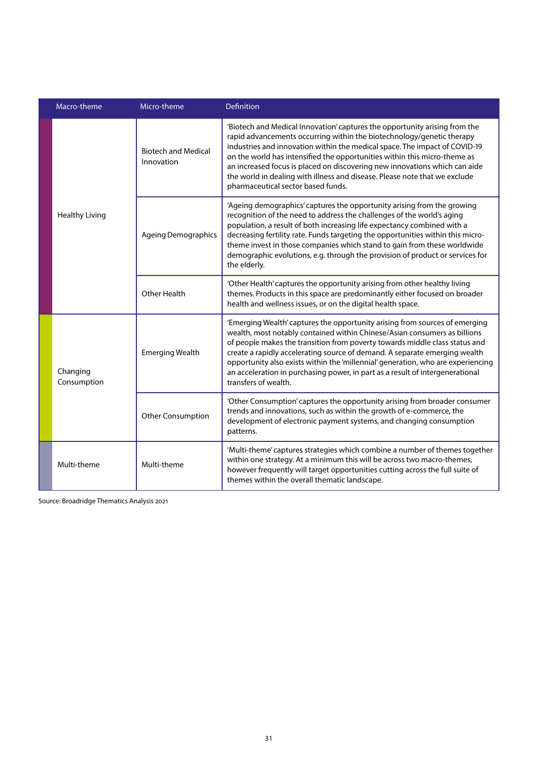| Macro-theme | Micro-theme | Definition |
|---|---|---|
| Healthy Living | Biotech and Medical Innovation | 'Biotech and Medical Innovation' captures the opportunity arising from the rapid advancements occurring within the biotechnology/genetic therapy industries and innovation within the medical space. The impact of COVID-19 on the world has intensified the opportunities within this micro-theme as an increased focus is placed on discovering new innovations which can aide the world in dealing with illness and disease. Please note that we exclude pharmaceutical sector based funds. |
| | Ageing Demographics | 'Ageing demographics' captures the opportunity arising from the growing recognition of the need to address the challenges of the world's aging population, a result of both increasing life expectancy combined with a decreasing fertility rate. Funds targeting the opportunities within this micro-theme invest in those companies which stand to gain from these worldwide demographic evolutions, e.g. through the provision of product or services for the elderly. |
| | Other Health | 'Other Health' captures the opportunity arising from other healthy living themes. Products in this space are predominantly either focused on broader health and wellness issues, or on the digital health space. |
| Changing Consumption | Emerging Wealth | 'Emerging Wealth' captures the opportunity arising from sources of emerging wealth, most notably contained within Chinese/Asian consumers as billions of people makes the transition from poverty towards middle class status and create a rapidly accelerating source of demand. A separate emerging wealth opportunity also exists within the 'millennial' generation, who are experiencing an acceleration in purchasing power, in part as a result of intergenerational transfers of wealth. |
| | Other Consumption | 'Other Consumption' captures the opportunity arising from broader consumer trends and innovations, such as within the growth of e-commerce, the development of electronic payment systems, and changing consumption patterns. |
| Multi-theme | Multi-theme | 'Multi-theme' captures strategies which combine a number of themes together within one strategy. At a minimum this will be across two macro-themes, however frequently will target opportunities cutting across the full suite of themes within the overall thematic landscape. |

Source: Broadridge Thematics Analysis 2021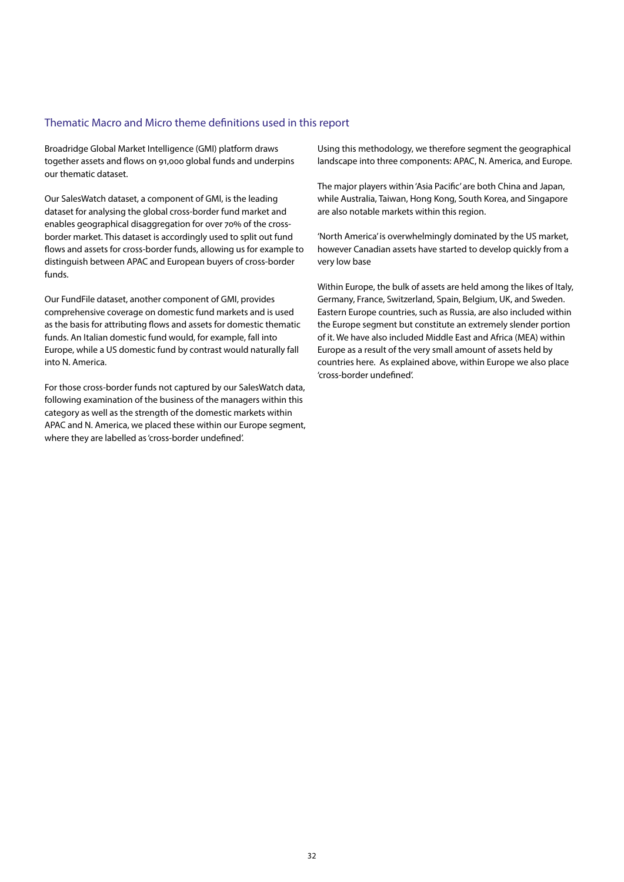## Thematic Macro and Micro theme definitions used in this report

Broadridge Global Market Intelligence (GMI) platform draws together assets and flows on 91,000 global funds and underpins our thematic dataset.

Our SalesWatch dataset, a component of GMI, is the leading dataset for analysing the global cross-border fund market and enables geographical disaggregation for over 70% of the cross-border market. This dataset is accordingly used to split out fund flows and assets for cross-border funds, allowing us for example to distinguish between APAC and European buyers of cross-border funds.

Our FundFile dataset, another component of GMI, provides comprehensive coverage on domestic fund markets and is used as the basis for attributing flows and assets for domestic thematic funds. An Italian domestic fund would, for example, fall into Europe, while a US domestic fund by contrast would naturally fall into N. America.

For those cross-border funds not captured by our SalesWatch data, following examination of the business of the managers within this category as well as the strength of the domestic markets within APAC and N. America, we placed these within our Europe segment, where they are labelled as 'cross-border undefined'.

Using this methodology, we therefore segment the geographical landscape into three components: APAC, N. America, and Europe.

The major players within 'Asia Pacific' are both China and Japan, while Australia, Taiwan, Hong Kong, South Korea, and Singapore are also notable markets within this region.

'North America' is overwhelmingly dominated by the US market, however Canadian assets have started to develop quickly from a very low base

Within Europe, the bulk of assets are held among the likes of Italy, Germany, France, Switzerland, Spain, Belgium, UK, and Sweden. Eastern Europe countries, such as Russia, are also included within the Europe segment but constitute an extremely slender portion of it. We have also included Middle East and Africa (MEA) within Europe as a result of the very small amount of assets held by countries here. As explained above, within Europe we also place 'cross-border undefined'.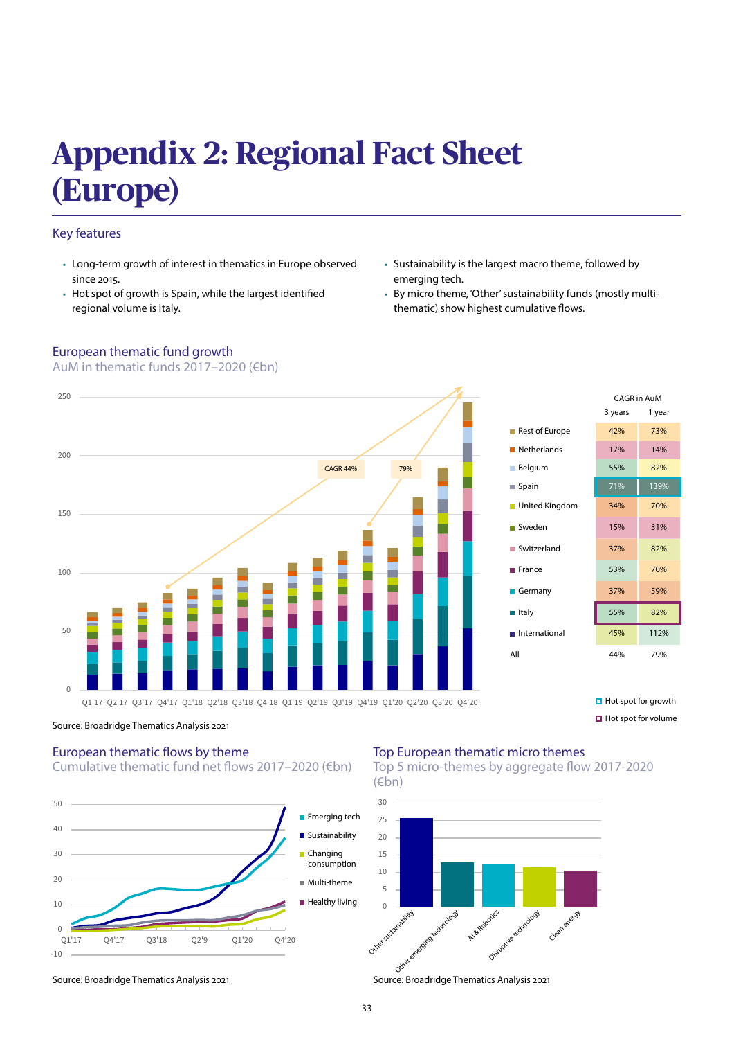# Appendix 2: Regional Fact Sheet (Europe)

## Key features

- Long-term growth of interest in thematics in Europe observed since 2015.
- Hot spot of growth is Spain, while the largest identified regional volume is Italy.
- Sustainability is the largest macro theme, followed by emerging tech.
- By micro theme, 'Other' sustainability funds (mostly multi-thematic) show highest cumulative flows.

### European thematic fund growth

AuM in thematic funds 2017–2020 (€bn)

| | CAGR in AuM | |
|---|---|---|
| | 3 years | 1 year |
| Rest of Europe | 42% | 73% |
| Netherlands | 17% | 14% |
| Belgium | 55% | 82% |
| Spain | 71% | 139% |
| United Kingdom | 34% | 70% |
| Sweden | 15% | 31% |
| Switzerland | 37% | 82% |
| France | 53% | 70% |
| Germany | 37% | 59% |
| Italy | 55% | 82% |
| International | 45% | 112% |
| All | 44% | 79% |

Hot spot for growth: Spain. Hot spot for volume: Italy.

Source: Broadridge Thematics Analysis 2021

### European thematic flows by theme

Cumulative thematic fund net flows 2017–2020 (€bn)

Source: Broadridge Thematics Analysis 2021

### Top European thematic micro themes

Top 5 micro-themes by aggregate flow 2017-2020 (€bn)

Source: Broadridge Thematics Analysis 2021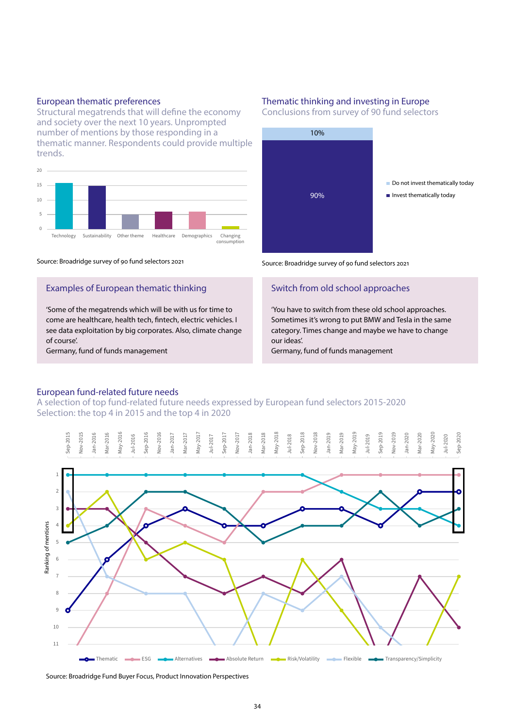## European thematic preferences

Structural megatrends that will define the economy and society over the next 10 years. Unprompted number of mentions by those responding in a thematic manner. Respondents could provide multiple trends.

Source: Broadridge survey of 90 fund selectors 2021

## Thematic thinking and investing in Europe

Conclusions from survey of 90 fund selectors

Source: Broadridge survey of 90 fund selectors 2021

### Examples of European thematic thinking

'Some of the megatrends which will be with us for time to come are healthcare, health tech, fintech, electric vehicles. I see data exploitation by big corporates. Also, climate change of course'.
Germany, fund of funds management

### Switch from old school approaches

'You have to switch from these old school approaches. Sometimes it's wrong to put BMW and Tesla in the same category. Times change and maybe we have to change our ideas'.
Germany, fund of funds management

## European fund-related future needs

A selection of top fund-related future needs expressed by European fund selectors 2015-2020
Selection: the top 4 in 2015 and the top 4 in 2020

Source: Broadridge Fund Buyer Focus, Product Innovation Perspectives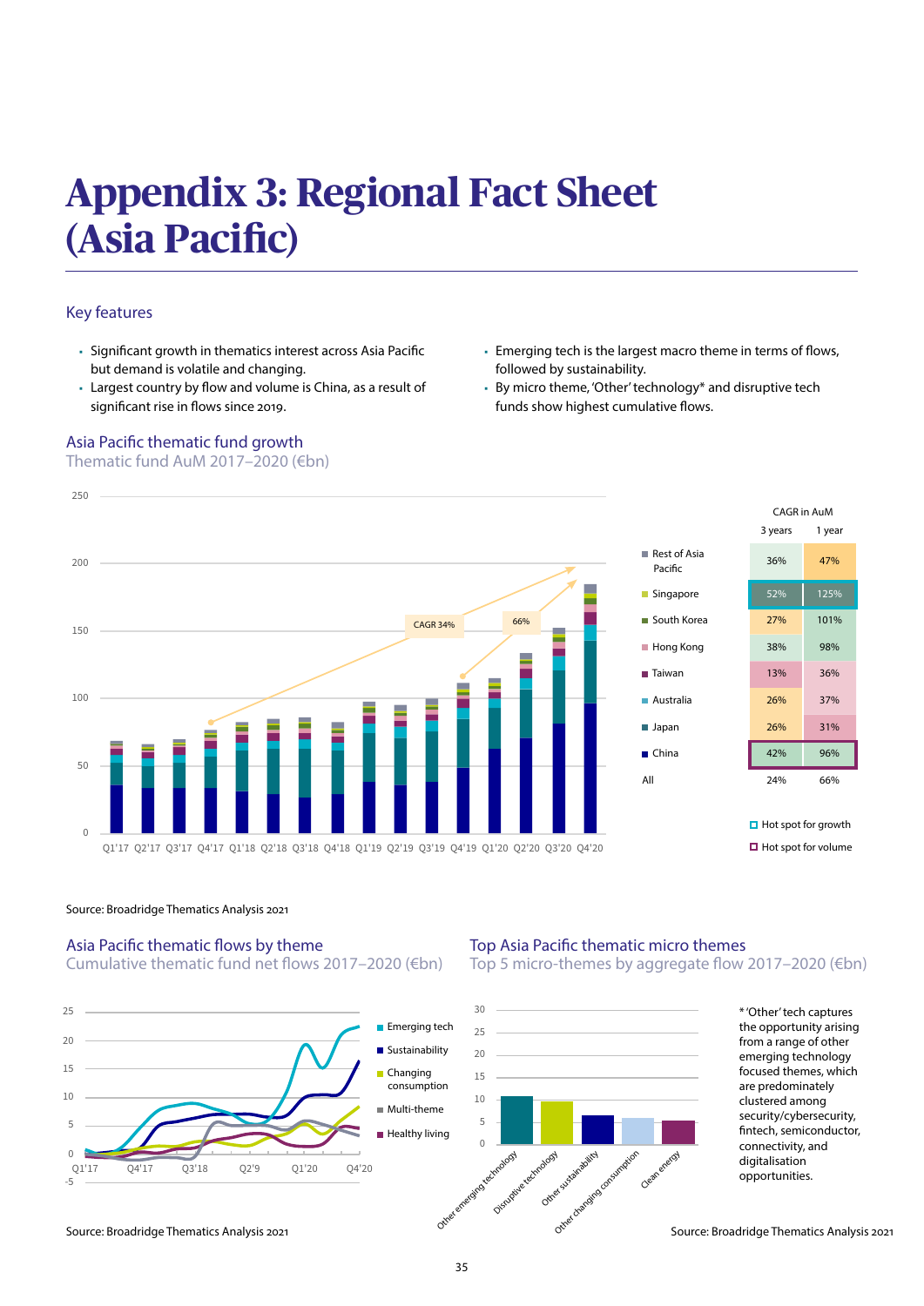# Appendix 3: Regional Fact Sheet (Asia Pacific)

## Key features

- Significant growth in thematics interest across Asia Pacific but demand is volatile and changing.
- Largest country by flow and volume is China, as a result of significant rise in flows since 2019.
- Emerging tech is the largest macro theme in terms of flows, followed by sustainability.
- By micro theme, 'Other' technology* and disruptive tech funds show highest cumulative flows.

### Asia Pacific thematic fund growth

Thematic fund AuM 2017–2020 (€bn)

| | CAGR in AuM | |
|---|---|---|
| | 3 years | 1 year |
| Rest of Asia Pacific | 36% | 47% |
| Singapore | 52% | 125% |
| South Korea | 27% | 101% |
| Hong Kong | 38% | 98% |
| Taiwan | 13% | 36% |
| Australia | 26% | 37% |
| Japan | 26% | 31% |
| China | 42% | 96% |
| All | 24% | 66% |

CAGR 34% (Q4'17–Q4'20); 66% (Q4'19–Q4'20)

Hot spot for growth: Singapore. Hot spot for volume: China.

Source: Broadridge Thematics Analysis 2021

### Asia Pacific thematic flows by theme

Cumulative thematic fund net flows 2017–2020 (€bn)

Themes: Emerging tech, Sustainability, Changing consumption, Multi-theme, Healthy living

Source: Broadridge Thematics Analysis 2021

### Top Asia Pacific thematic micro themes

Top 5 micro-themes by aggregate flow 2017–2020 (€bn)

Other emerging technology, Disruptive technology, Other sustainability, Other changing consumption, Clean energy

*'Other' tech captures the opportunity arising from a range of other emerging technology focused themes, which are predominately clustered among security/cybersecurity, fintech, semiconductor, connectivity, and digitalisation opportunities.

Source: Broadridge Thematics Analysis 2021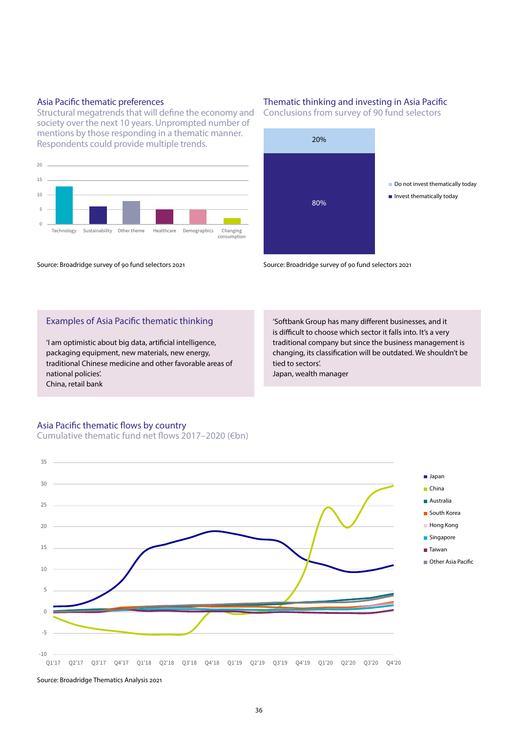### Asia Pacific thematic preferences

Structural megatrends that will define the economy and society over the next 10 years. Unprompted number of mentions by those responding in a thematic manner. Respondents could provide multiple trends.

Technology, Sustainability, Other theme, Healthcare, Demographics, Changing consumption

Source: Broadridge survey of 90 fund selectors 2021

### Thematic thinking and investing in Asia Pacific

Conclusions from survey of 90 fund selectors

- Do not invest thematically today: 20%
- Invest thematically today: 80%

Source: Broadridge survey of 90 fund selectors 2021

### Examples of Asia Pacific thematic thinking

'I am optimistic about big data, artificial intelligence, packaging equipment, new materials, new energy, traditional Chinese medicine and other favorable areas of national policies'.
China, retail bank

'Softbank Group has many different businesses, and it is difficult to choose which sector it falls into. It's a very traditional company but since the business management is changing, its classification will be outdated. We shouldn't be tied to sectors'.
Japan, wealth manager

### Asia Pacific thematic flows by country

Cumulative thematic fund net flows 2017–2020 (€bn)

Japan, China, Australia, South Korea, Hong Kong, Singapore, Taiwan, Other Asia Pacific

Source: Broadridge Thematics Analysis 2021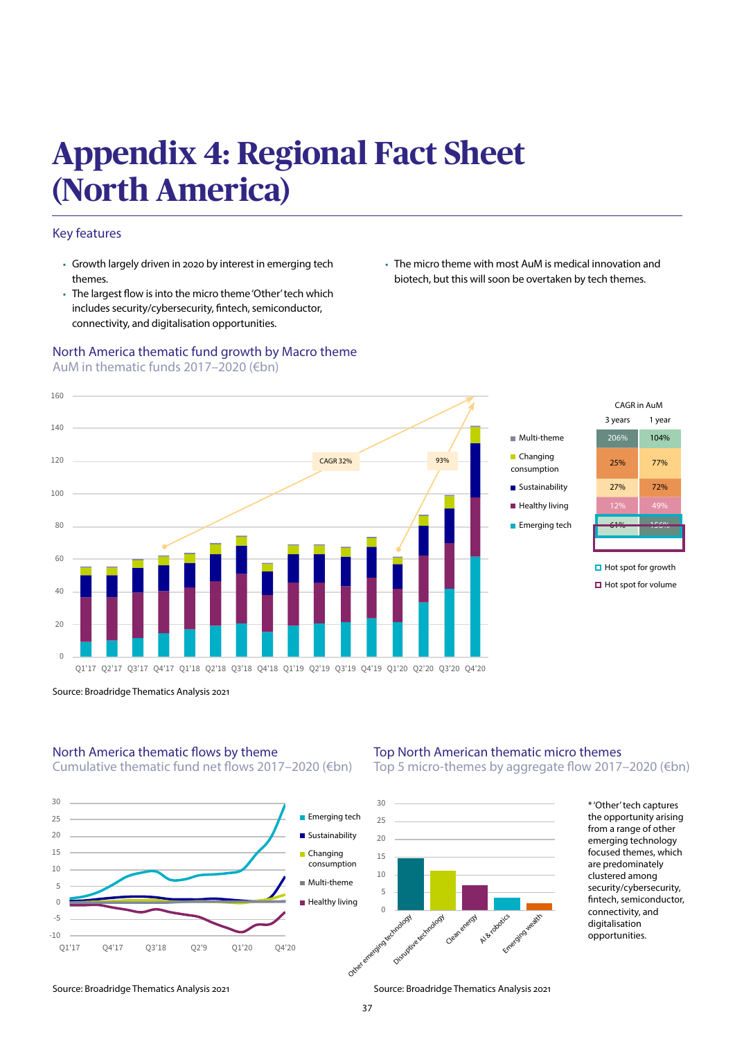# Appendix 4: Regional Fact Sheet (North America)

## Key features

- Growth largely driven in 2020 by interest in emerging tech themes.
- The largest flow is into the micro theme 'Other' tech which includes security/cybersecurity, fintech, semiconductor, connectivity, and digitalisation opportunities.
- The micro theme with most AuM is medical innovation and biotech, but this will soon be overtaken by tech themes.

### North America thematic fund growth by Macro theme

AuM in thematic funds 2017–2020 (€bn)

CAGR 32%

93%

| | CAGR in AuM 3 years | CAGR in AuM 1 year |
|---|---|---|
| Multi-theme | 206% | 104% |
| Changing consumption | 25% | 77% |
| Sustainability | 27% | 72% |
| Healthy living | 12% | 49% |
| Emerging tech | 61% | 156% |

Hot spot for growth

Hot spot for volume

Source: Broadridge Thematics Analysis 2021

### North America thematic flows by theme

Cumulative thematic fund net flows 2017–2020 (€bn)

Source: Broadridge Thematics Analysis 2021

### Top North American thematic micro themes

Top 5 micro-themes by aggregate flow 2017–2020 (€bn)

*'Other' tech captures the opportunity arising from a range of other emerging technology focused themes, which are predominately clustered among security/cybersecurity, fintech, semiconductor, connectivity, and digitalisation opportunities.

Source: Broadridge Thematics Analysis 2021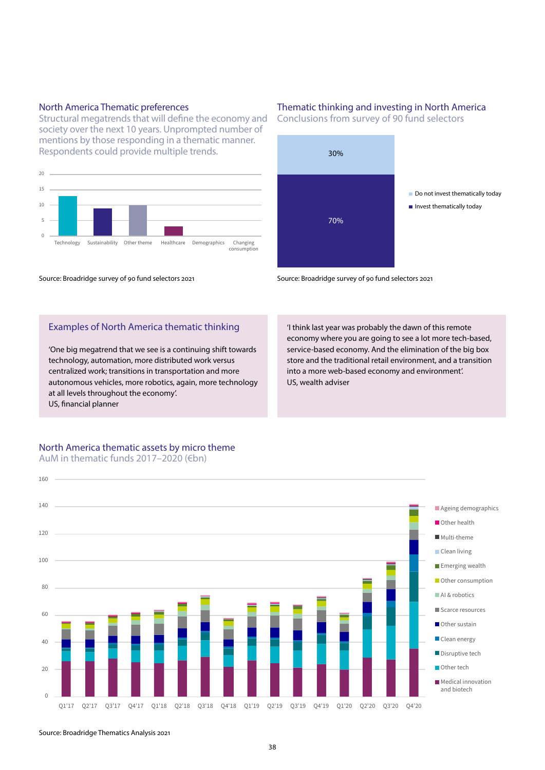## North America Thematic preferences

Structural megatrends that will define the economy and society over the next 10 years. Unprompted number of mentions by those responding in a thematic manner. Respondents could provide multiple trends.

Source: Broadridge survey of 90 fund selectors 2021

## Thematic thinking and investing in North America

Conclusions from survey of 90 fund selectors

Source: Broadridge survey of 90 fund selectors 2021

## Examples of North America thematic thinking

'One big megatrend that we see is a continuing shift towards technology, automation, more distributed work versus centralized work; transitions in transportation and more autonomous vehicles, more robotics, again, more technology at all levels throughout the economy'.
US, financial planner

'I think last year was probably the dawn of this remote economy where you are going to see a lot more tech-based, service-based economy. And the elimination of the big box store and the traditional retail environment, and a transition into a more web-based economy and environment'.
US, wealth adviser

## North America thematic assets by micro theme

AuM in thematic funds 2017–2020 (€bn)

Source: Broadridge Thematics Analysis 2021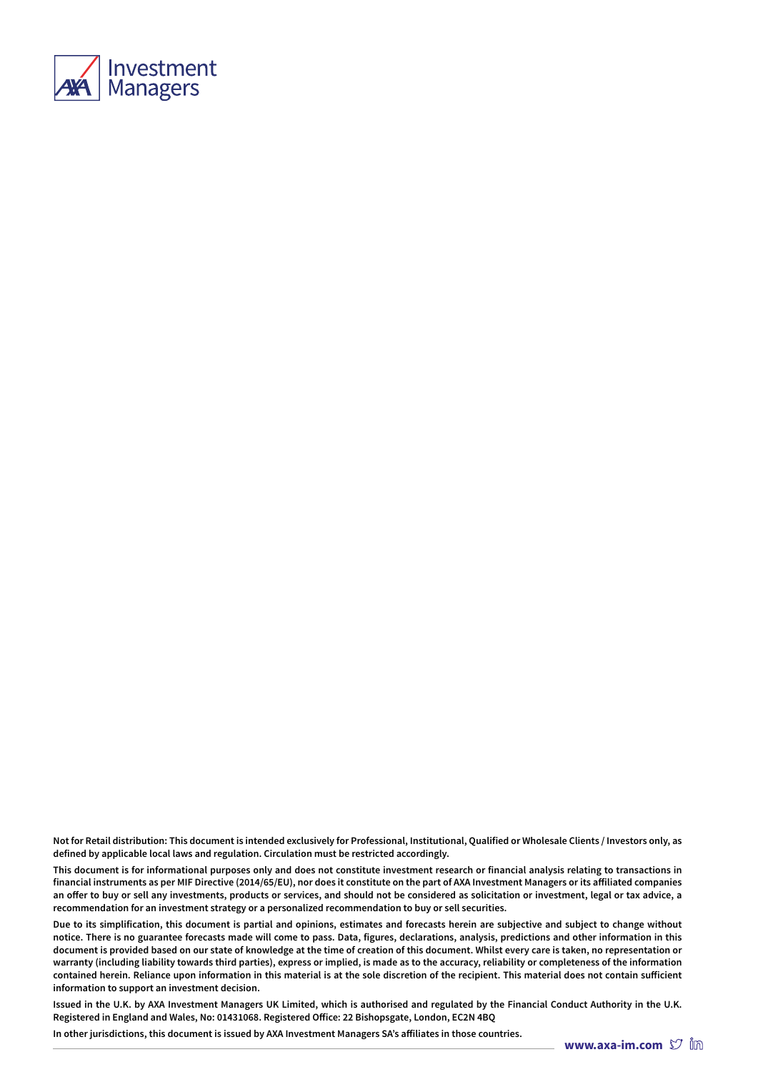Investment Managers

**Not for Retail distribution: This document is intended exclusively for Professional, Institutional, Qualified or Wholesale Clients / Investors only, as defined by applicable local laws and regulation. Circulation must be restricted accordingly.**

**This document is for informational purposes only and does not constitute investment research or financial analysis relating to transactions in financial instruments as per MIF Directive (2014/65/EU), nor does it constitute on the part of AXA Investment Managers or its affiliated companies an offer to buy or sell any investments, products or services, and should not be considered as solicitation or investment, legal or tax advice, a recommendation for an investment strategy or a personalized recommendation to buy or sell securities.**

**Due to its simplification, this document is partial and opinions, estimates and forecasts herein are subjective and subject to change without notice. There is no guarantee forecasts made will come to pass. Data, figures, declarations, analysis, predictions and other information in this document is provided based on our state of knowledge at the time of creation of this document. Whilst every care is taken, no representation or warranty (including liability towards third parties), express or implied, is made as to the accuracy, reliability or completeness of the information contained herein. Reliance upon information in this material is at the sole discretion of the recipient. This material does not contain sufficient information to support an investment decision.**

**Issued in the U.K. by AXA Investment Managers UK Limited, which is authorised and regulated by the Financial Conduct Authority in the U.K. Registered in England and Wales, No: 01431068. Registered Office: 22 Bishopsgate, London, EC2N 4BQ**

**In other jurisdictions, this document is issued by AXA Investment Managers SA's affiliates in those countries.**

**www.axa-im.com**